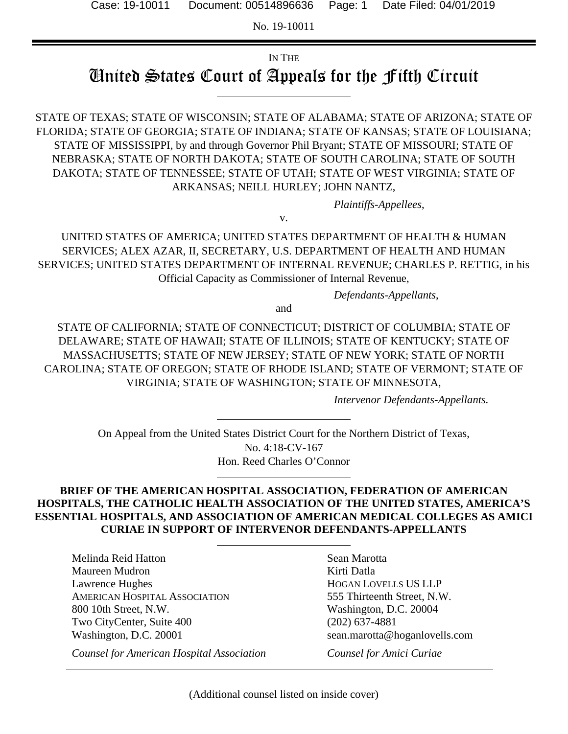No. 19-10011

IN THE

# United States Court of Appeals for the Fifth Circuit

STATE OF TEXAS; STATE OF WISCONSIN; STATE OF ALABAMA; STATE OF ARIZONA; STATE OF FLORIDA; STATE OF GEORGIA; STATE OF INDIANA; STATE OF KANSAS; STATE OF LOUISIANA; STATE OF MISSISSIPPI, by and through Governor Phil Bryant; STATE OF MISSOURI; STATE OF NEBRASKA; STATE OF NORTH DAKOTA; STATE OF SOUTH CAROLINA; STATE OF SOUTH DAKOTA; STATE OF TENNESSEE; STATE OF UTAH; STATE OF WEST VIRGINIA; STATE OF ARKANSAS; NEILL HURLEY; JOHN NANTZ,

*Plaintiffs-Appellees*,

v.

UNITED STATES OF AMERICA; UNITED STATES DEPARTMENT OF HEALTH & HUMAN SERVICES; ALEX AZAR, II, SECRETARY, U.S. DEPARTMENT OF HEALTH AND HUMAN SERVICES; UNITED STATES DEPARTMENT OF INTERNAL REVENUE; CHARLES P. RETTIG, in his Official Capacity as Commissioner of Internal Revenue,

*Defendants-Appellants*,

and

STATE OF CALIFORNIA; STATE OF CONNECTICUT; DISTRICT OF COLUMBIA; STATE OF DELAWARE; STATE OF HAWAII; STATE OF ILLINOIS; STATE OF KENTUCKY; STATE OF MASSACHUSETTS; STATE OF NEW JERSEY; STATE OF NEW YORK; STATE OF NORTH CAROLINA; STATE OF OREGON; STATE OF RHODE ISLAND; STATE OF VERMONT; STATE OF VIRGINIA; STATE OF WASHINGTON; STATE OF MINNESOTA,

*Intervenor Defendants-Appellants.*

On Appeal from the United States District Court for the Northern District of Texas,
No. 4:18-CV-167
Hon. Reed Charles O'Connor

**BRIEF OF THE AMERICAN HOSPITAL ASSOCIATION, FEDERATION OF AMERICAN HOSPITALS, THE CATHOLIC HEALTH ASSOCIATION OF THE UNITED STATES, AMERICA'S ESSENTIAL HOSPITALS, AND ASSOCIATION OF AMERICAN MEDICAL COLLEGES AS AMICI CURIAE IN SUPPORT OF INTERVENOR DEFENDANTS-APPELLANTS**

Melinda Reid Hatton
Maureen Mudron
Lawrence Hughes
AMERICAN HOSPITAL ASSOCIATION
800 10th Street, N.W.
Two CityCenter, Suite 400
Washington, D.C. 20001

*Counsel for American Hospital Association*

Sean Marotta
Kirti Datla
HOGAN LOVELLS US LLP
555 Thirteenth Street, N.W.
Washington, D.C. 20004
(202) 637-4881
sean.marotta@hoganlovells.com

*Counsel for Amici Curiae*

(Additional counsel listed on inside cover)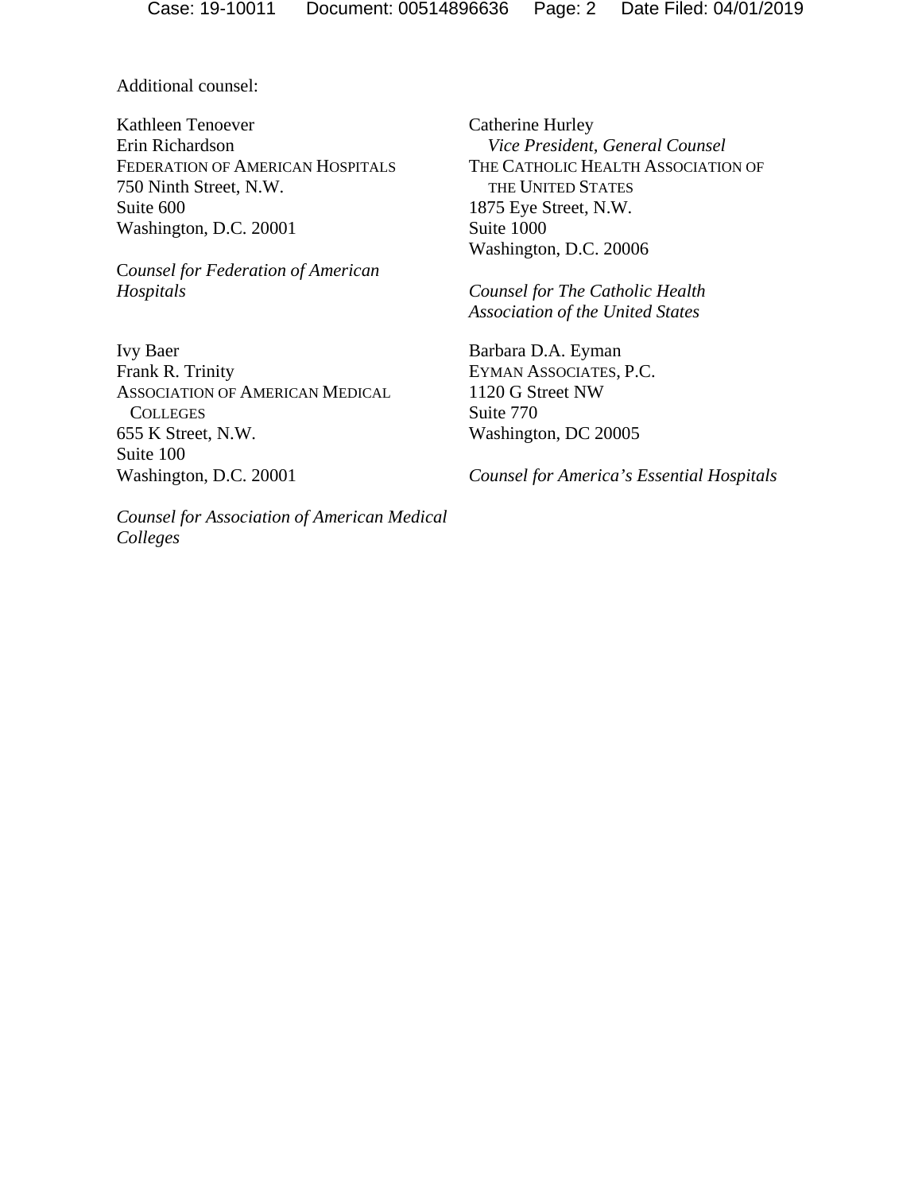Additional counsel:

Kathleen Tenoever
Erin Richardson
FEDERATION OF AMERICAN HOSPITALS
750 Ninth Street, N.W.
Suite 600
Washington, D.C. 20001

*Counsel for Federation of American Hospitals*

Ivy Baer
Frank R. Trinity
ASSOCIATION OF AMERICAN MEDICAL COLLEGES
655 K Street, N.W.
Suite 100
Washington, D.C. 20001

*Counsel for Association of American Medical Colleges*

Catherine Hurley
*Vice President, General Counsel*
THE CATHOLIC HEALTH ASSOCIATION OF THE UNITED STATES
1875 Eye Street, N.W.
Suite 1000
Washington, D.C. 20006

*Counsel for The Catholic Health Association of the United States*

Barbara D.A. Eyman
EYMAN ASSOCIATES, P.C.
1120 G Street NW
Suite 770
Washington, DC 20005

*Counsel for America's Essential Hospitals*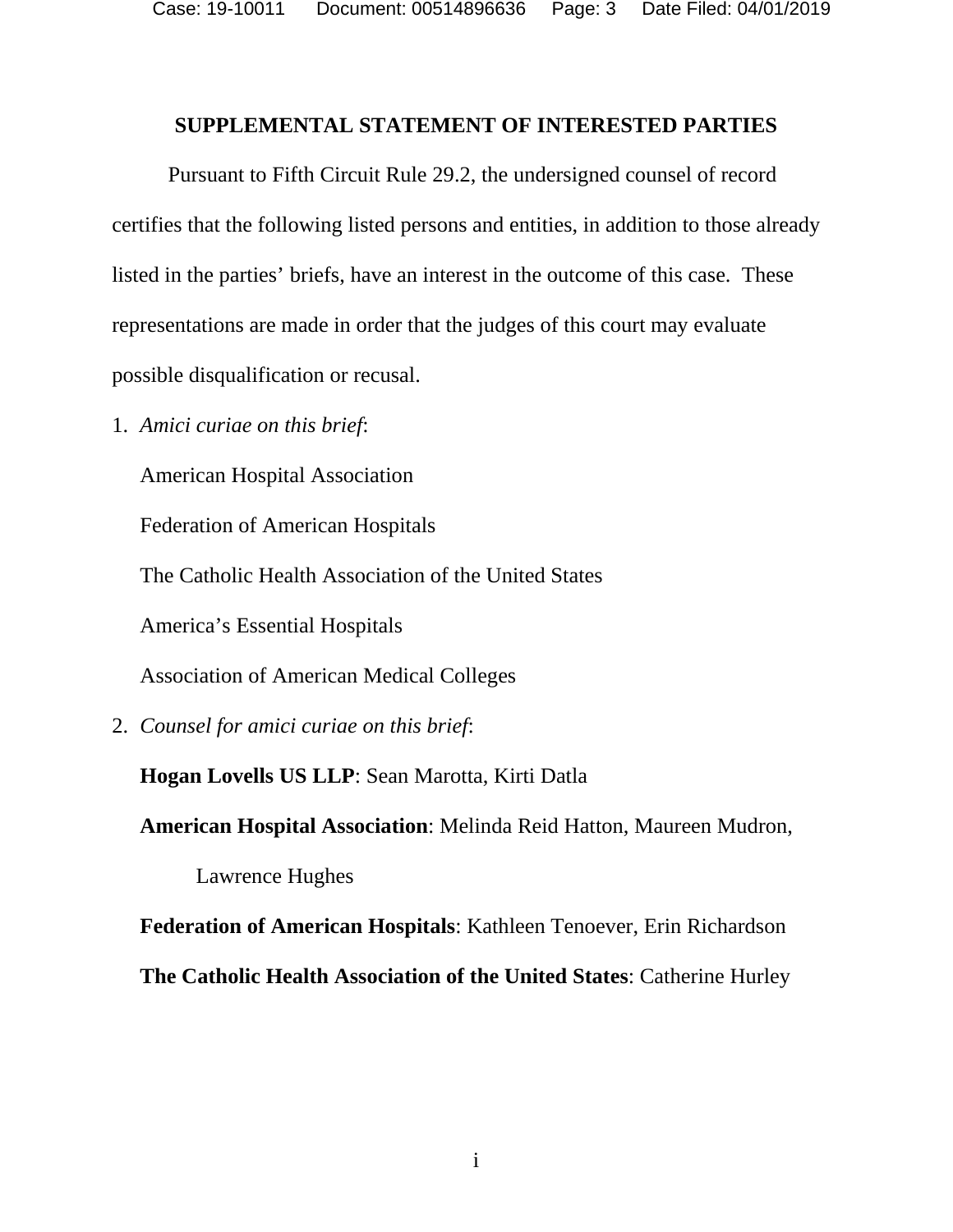## SUPPLEMENTAL STATEMENT OF INTERESTED PARTIES

Pursuant to Fifth Circuit Rule 29.2, the undersigned counsel of record certifies that the following listed persons and entities, in addition to those already listed in the parties' briefs, have an interest in the outcome of this case. These representations are made in order that the judges of this court may evaluate possible disqualification or recusal.

1. *Amici curiae on this brief*:

   American Hospital Association

   Federation of American Hospitals

   The Catholic Health Association of the United States

   America's Essential Hospitals

   Association of American Medical Colleges

2. *Counsel for amici curiae on this brief*:

   **Hogan Lovells US LLP**: Sean Marotta, Kirti Datla

   **American Hospital Association**: Melinda Reid Hatton, Maureen Mudron, Lawrence Hughes

   **Federation of American Hospitals**: Kathleen Tenoever, Erin Richardson

   **The Catholic Health Association of the United States**: Catherine Hurley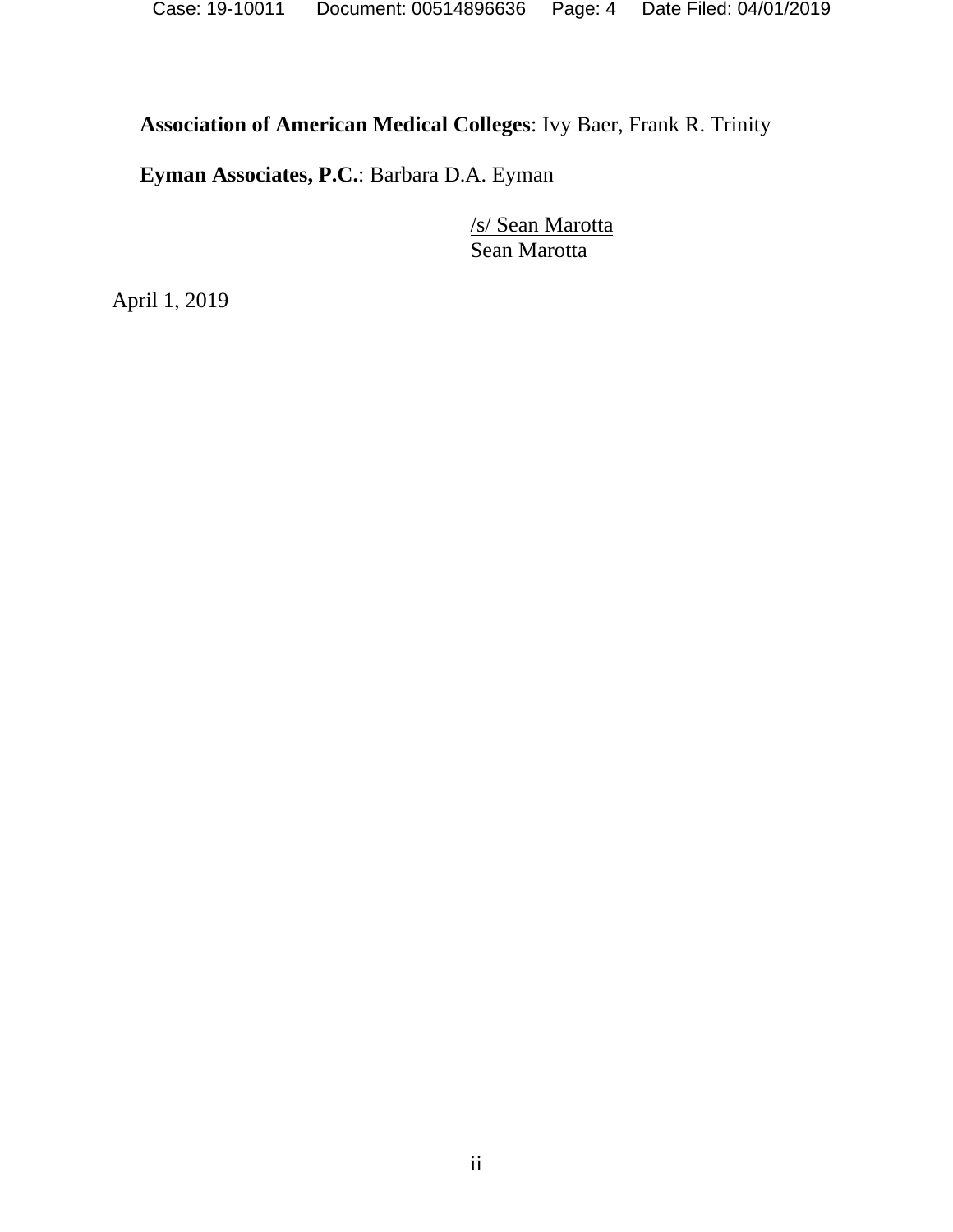**Association of American Medical Colleges**: Ivy Baer, Frank R. Trinity

**Eyman Associates, P.C.**: Barbara D.A. Eyman

/s/ Sean Marotta
Sean Marotta

April 1, 2019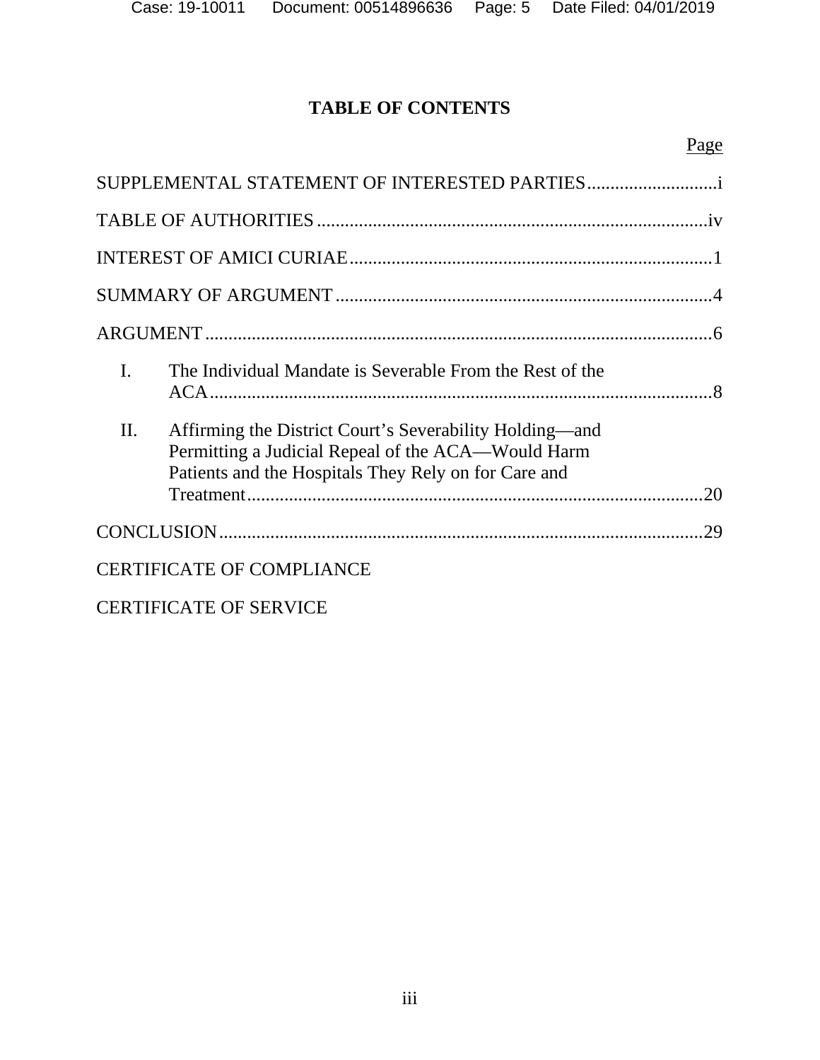# TABLE OF CONTENTS

| | Page |
|---|---|
| SUPPLEMENTAL STATEMENT OF INTERESTED PARTIES | i |
| TABLE OF AUTHORITIES | iv |
| INTEREST OF AMICI CURIAE | 1 |
| SUMMARY OF ARGUMENT | 4 |
| ARGUMENT | 6 |
| I. The Individual Mandate is Severable From the Rest of the ACA | 8 |
| II. Affirming the District Court's Severability Holding—and Permitting a Judicial Repeal of the ACA—Would Harm Patients and the Hospitals They Rely on for Care and Treatment | 20 |
| CONCLUSION | 29 |
| CERTIFICATE OF COMPLIANCE | |
| CERTIFICATE OF SERVICE | |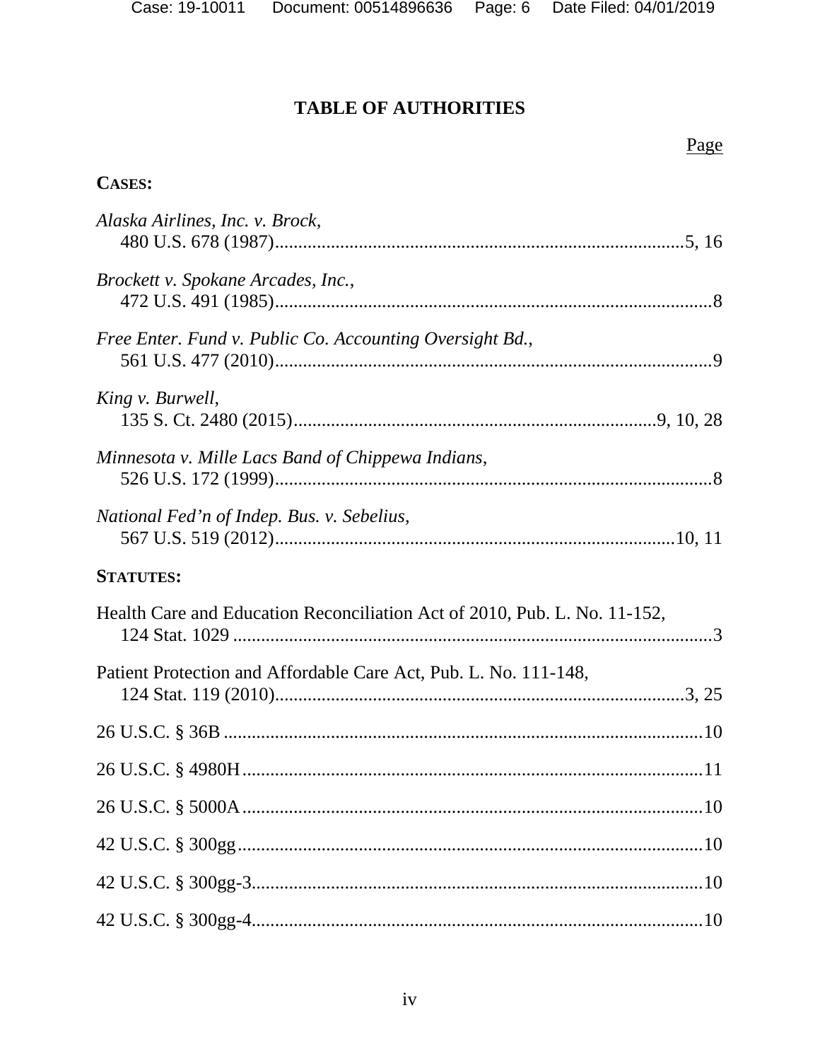# TABLE OF AUTHORITIES

Page

**CASES:**

*Alaska Airlines, Inc. v. Brock*,
480 U.S. 678 (1987).......................................................................................5, 16

*Brockett v. Spokane Arcades, Inc.*,
472 U.S. 491 (1985)............................................................................................8

*Free Enter. Fund v. Public Co. Accounting Oversight Bd.*,
561 U.S. 477 (2010)............................................................................................9

*King v. Burwell*,
135 S. Ct. 2480 (2015)...........................................................................9, 10, 28

*Minnesota v. Mille Lacs Band of Chippewa Indians*,
526 U.S. 172 (1999)............................................................................................8

*National Fed'n of Indep. Bus. v. Sebelius*,
567 U.S. 519 (2012).....................................................................................10, 11

**STATUTES:**

Health Care and Education Reconciliation Act of 2010, Pub. L. No. 11-152,
124 Stat. 1029 .....................................................................................................3

Patient Protection and Affordable Care Act, Pub. L. No. 111-148,
124 Stat. 119 (2010).......................................................................................3, 25

26 U.S.C. § 36B ....................................................................................................10

26 U.S.C. § 4980H.................................................................................................11

26 U.S.C. § 5000A.................................................................................................10

42 U.S.C. § 300gg..................................................................................................10

42 U.S.C. § 300gg-3...............................................................................................10

42 U.S.C. § 300gg-4...............................................................................................10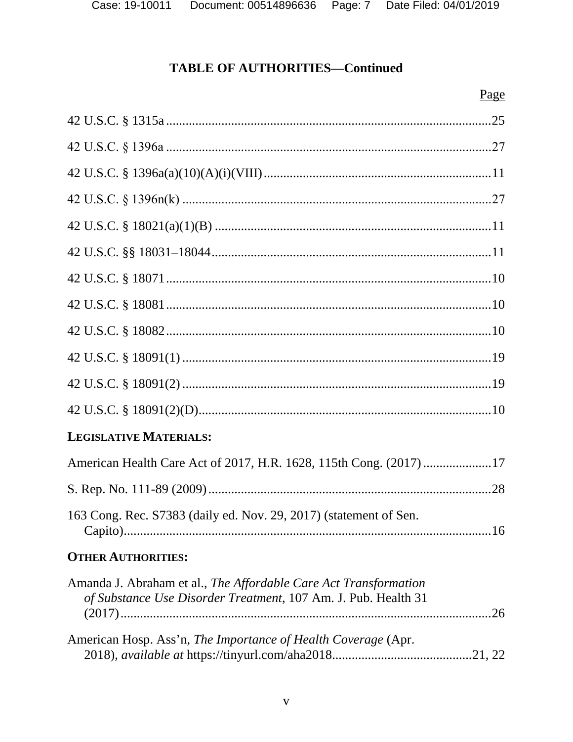## TABLE OF AUTHORITIES—Continued

Page

42 U.S.C. § 1315a ....................................................................................................25

42 U.S.C. § 1396a ....................................................................................................27

42 U.S.C. § 1396a(a)(10)(A)(i)(VIII) .....................................................................11

42 U.S.C. § 1396n(k) ...............................................................................................27

42 U.S.C. § 18021(a)(1)(B) .....................................................................................11

42 U.S.C. §§ 18031–18044......................................................................................11

42 U.S.C. § 18071 ....................................................................................................10

42 U.S.C. § 18081 ....................................................................................................10

42 U.S.C. § 18082 ....................................................................................................10

42 U.S.C. § 18091(1) ...............................................................................................19

42 U.S.C. § 18091(2) ...............................................................................................19

42 U.S.C. § 18091(2)(D)..........................................................................................10

**LEGISLATIVE MATERIALS:**

American Health Care Act of 2017, H.R. 1628, 115th Cong. (2017) .....................17

S. Rep. No. 111-89 (2009).......................................................................................28

163 Cong. Rec. S7383 (daily ed. Nov. 29, 2017) (statement of Sen. Capito)..................................................................................................................16

**OTHER AUTHORITIES:**

Amanda J. Abraham et al., *The Affordable Care Act Transformation of Substance Use Disorder Treatment*, 107 Am. J. Pub. Health 31 (2017)..................................................................................................................26

American Hosp. Ass'n, *The Importance of Health Coverage* (Apr. 2018), *available at* https://tinyurl.com/aha2018...........................................21, 22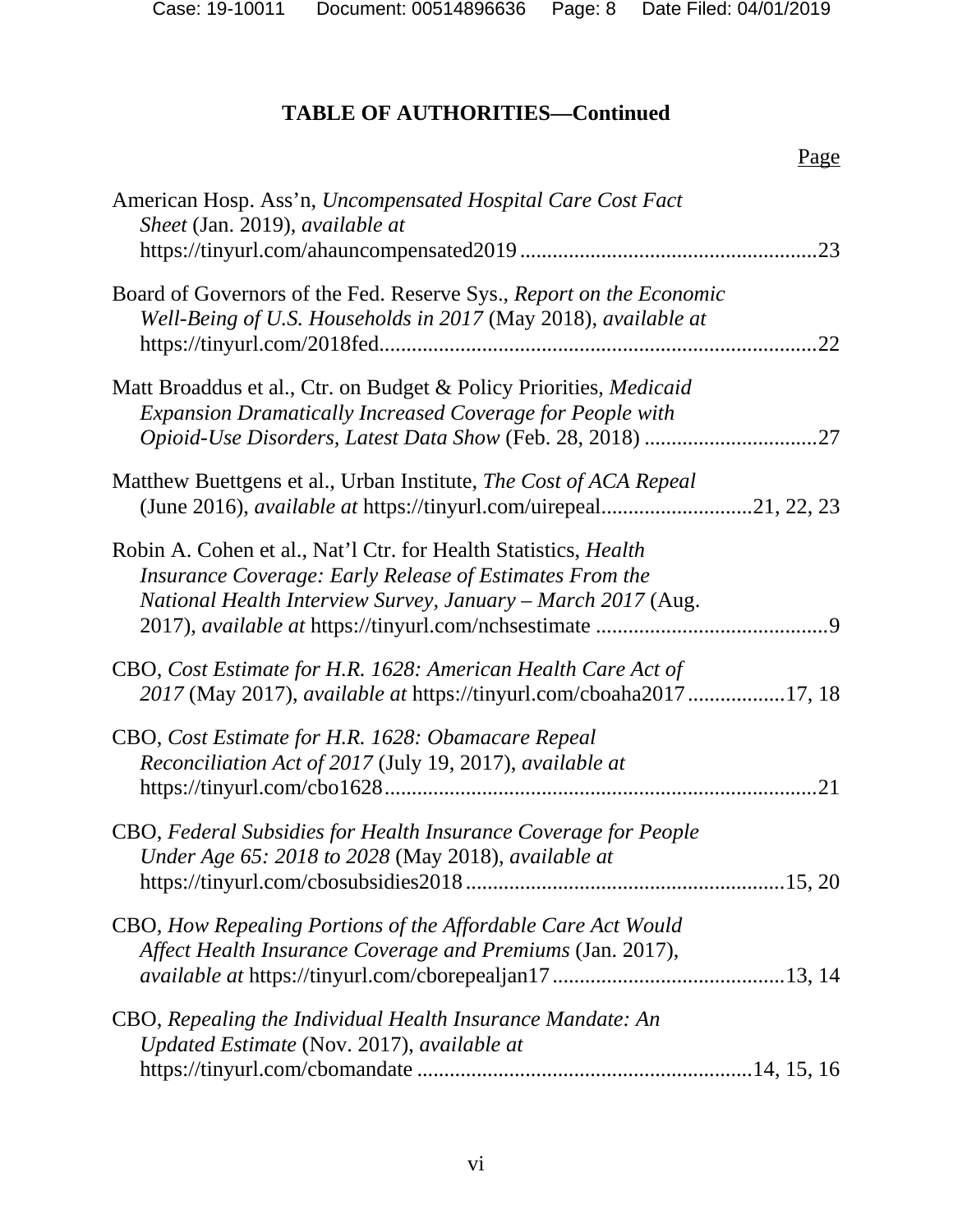# TABLE OF AUTHORITIES—Continued

Page

American Hosp. Ass'n, *Uncompensated Hospital Care Cost Fact Sheet* (Jan. 2019), *available at* https://tinyurl.com/ahauncompensated2019 ......................................................23

Board of Governors of the Fed. Reserve Sys., *Report on the Economic Well-Being of U.S. Households in 2017* (May 2018), *available at* https://tinyurl.com/2018fed................................................................................22

Matt Broaddus et al., Ctr. on Budget & Policy Priorities, *Medicaid Expansion Dramatically Increased Coverage for People with Opioid-Use Disorders, Latest Data Show* (Feb. 28, 2018) ................................27

Matthew Buettgens et al., Urban Institute, *The Cost of ACA Repeal* (June 2016), *available at* https://tinyurl.com/uirepeal...........................21, 22, 23

Robin A. Cohen et al., Nat'l Ctr. for Health Statistics, *Health Insurance Coverage: Early Release of Estimates From the National Health Interview Survey, January – March 2017* (Aug. 2017), *available at* https://tinyurl.com/nchsestimate ...........................................9

CBO, *Cost Estimate for H.R. 1628: American Health Care Act of 2017* (May 2017), *available at* https://tinyurl.com/cboaha2017 ..................17, 18

CBO, *Cost Estimate for H.R. 1628: Obamacare Repeal Reconciliation Act of 2017* (July 19, 2017), *available at* https://tinyurl.com/cbo1628................................................................................21

CBO, *Federal Subsidies for Health Insurance Coverage for People Under Age 65: 2018 to 2028* (May 2018), *available at* https://tinyurl.com/cbosubsidies2018 ..........................................................15, 20

CBO, *How Repealing Portions of the Affordable Care Act Would Affect Health Insurance Coverage and Premiums* (Jan. 2017), *available at* https://tinyurl.com/cborepealjan17 ...........................................13, 14

CBO, *Repealing the Individual Health Insurance Mandate: An Updated Estimate* (Nov. 2017), *available at* https://tinyurl.com/cbomandate .............................................................14, 15, 16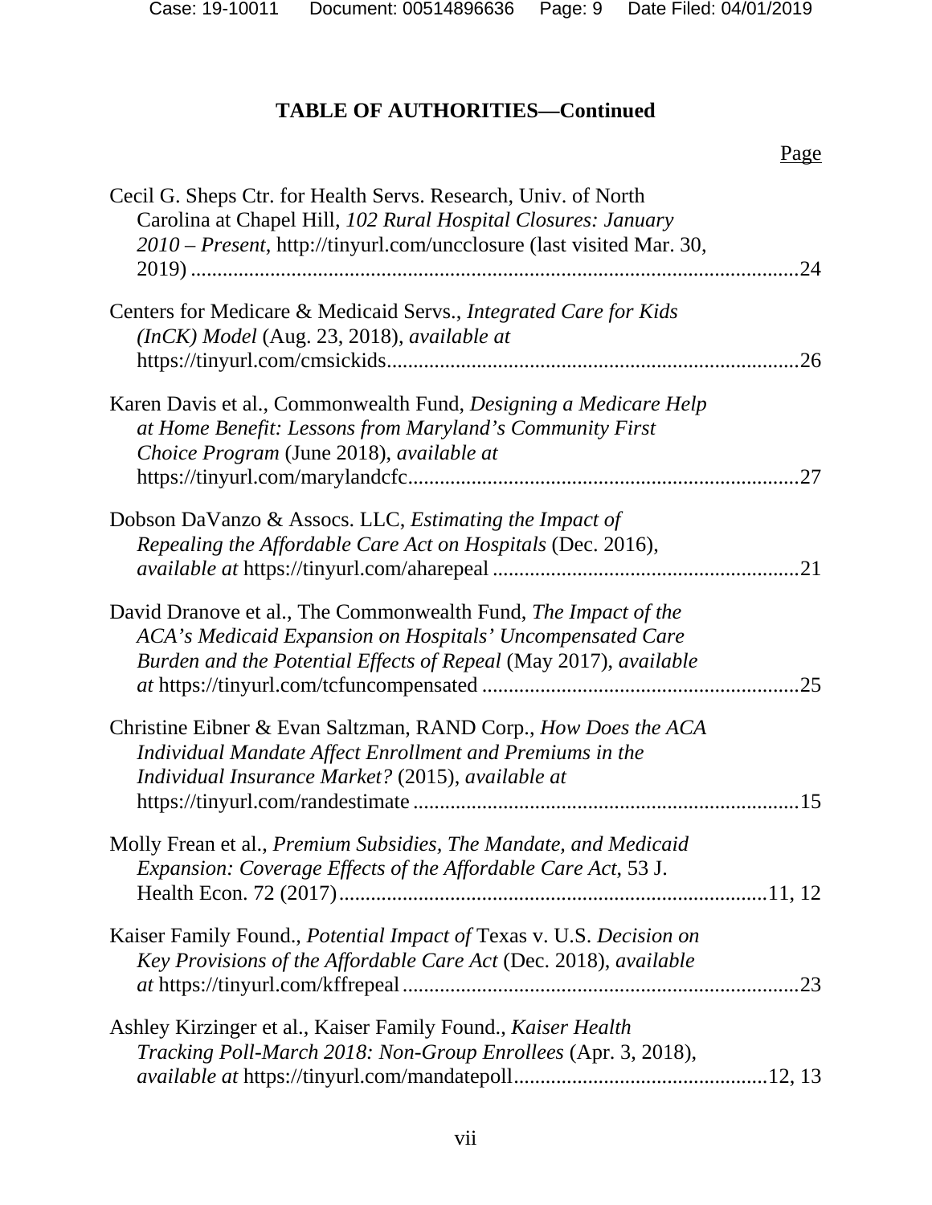**TABLE OF AUTHORITIES—Continued**

Page

Cecil G. Sheps Ctr. for Health Servs. Research, Univ. of North Carolina at Chapel Hill, *102 Rural Hospital Closures: January 2010 – Present*, http://tinyurl.com/uncclosure (last visited Mar. 30, 2019) .....24

Centers for Medicare & Medicaid Servs., *Integrated Care for Kids (InCK) Model* (Aug. 23, 2018), *available at* https://tinyurl.com/cmsickids.....26

Karen Davis et al., Commonwealth Fund, *Designing a Medicare Help at Home Benefit: Lessons from Maryland's Community First Choice Program* (June 2018), *available at* https://tinyurl.com/marylandcfc.....27

Dobson DaVanzo & Assocs. LLC, *Estimating the Impact of Repealing the Affordable Care Act on Hospitals* (Dec. 2016), *available at* https://tinyurl.com/aharepeal .....21

David Dranove et al., The Commonwealth Fund, *The Impact of the ACA's Medicaid Expansion on Hospitals' Uncompensated Care Burden and the Potential Effects of Repeal* (May 2017), *available at* https://tinyurl.com/tcfuncompensated .....25

Christine Eibner & Evan Saltzman, RAND Corp., *How Does the ACA Individual Mandate Affect Enrollment and Premiums in the Individual Insurance Market?* (2015), *available at* https://tinyurl.com/randestimate .....15

Molly Frean et al., *Premium Subsidies, The Mandate, and Medicaid Expansion: Coverage Effects of the Affordable Care Act*, 53 J. Health Econ. 72 (2017).....11, 12

Kaiser Family Found., *Potential Impact of* Texas v. U.S. *Decision on Key Provisions of the Affordable Care Act* (Dec. 2018), *available at* https://tinyurl.com/kffrepeal.....23

Ashley Kirzinger et al., Kaiser Family Found., *Kaiser Health Tracking Poll-March 2018: Non-Group Enrollees* (Apr. 3, 2018), *available at* https://tinyurl.com/mandatepoll.....12, 13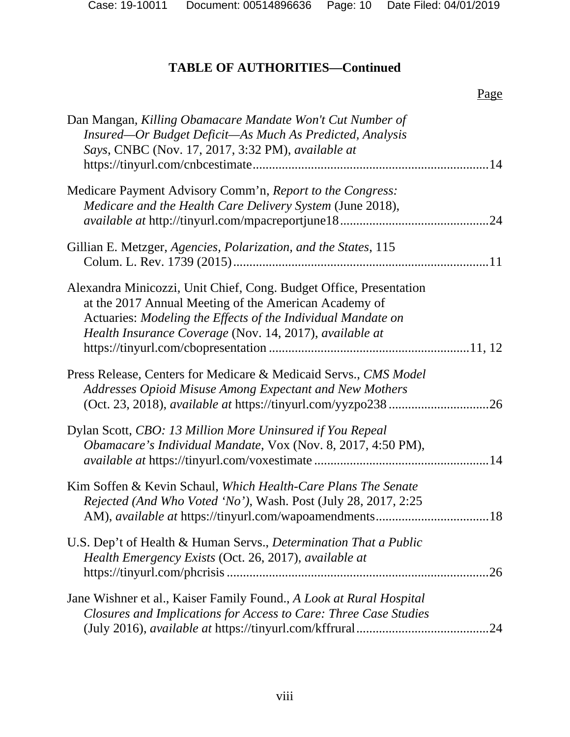**TABLE OF AUTHORITIES—Continued**

Page

Dan Mangan, *Killing Obamacare Mandate Won't Cut Number of Insured—Or Budget Deficit—As Much As Predicted, Analysis Says*, CNBC (Nov. 17, 2017, 3:32 PM), *available at* https://tinyurl.com/cnbcestimate....................................................................14

Medicare Payment Advisory Comm'n, *Report to the Congress: Medicare and the Health Care Delivery System* (June 2018), *available at* http://tinyurl.com/mpacreportjune18.............................................24

Gillian E. Metzger, *Agencies, Polarization, and the States*, 115 Colum. L. Rev. 1739 (2015)..............................................................................11

Alexandra Minicozzi, Unit Chief, Cong. Budget Office, Presentation at the 2017 Annual Meeting of the American Academy of Actuaries: *Modeling the Effects of the Individual Mandate on Health Insurance Coverage* (Nov. 14, 2017), *available at* https://tinyurl.com/cbopresentation .............................................................11, 12

Press Release, Centers for Medicare & Medicaid Servs., *CMS Model Addresses Opioid Misuse Among Expectant and New Mothers* (Oct. 23, 2018), *available at* https://tinyurl.com/yyzpo238 ...............................26

Dylan Scott, *CBO: 13 Million More Uninsured if You Repeal Obamacare's Individual Mandate*, Vox (Nov. 8, 2017, 4:50 PM), *available at* https://tinyurl.com/voxestimate .....................................................14

Kim Soffen & Kevin Schaul, *Which Health-Care Plans The Senate Rejected (And Who Voted 'No')*, Wash. Post (July 28, 2017, 2:25 AM), *available at* https://tinyurl.com/wapoamendments...................................18

U.S. Dep't of Health & Human Servs., *Determination That a Public Health Emergency Exists* (Oct. 26, 2017), *available at* https://tinyurl.com/phcrisis ................................................................................26

Jane Wishner et al., Kaiser Family Found., *A Look at Rural Hospital Closures and Implications for Access to Care: Three Case Studies* (July 2016), *available at* https://tinyurl.com/kffrural.........................................24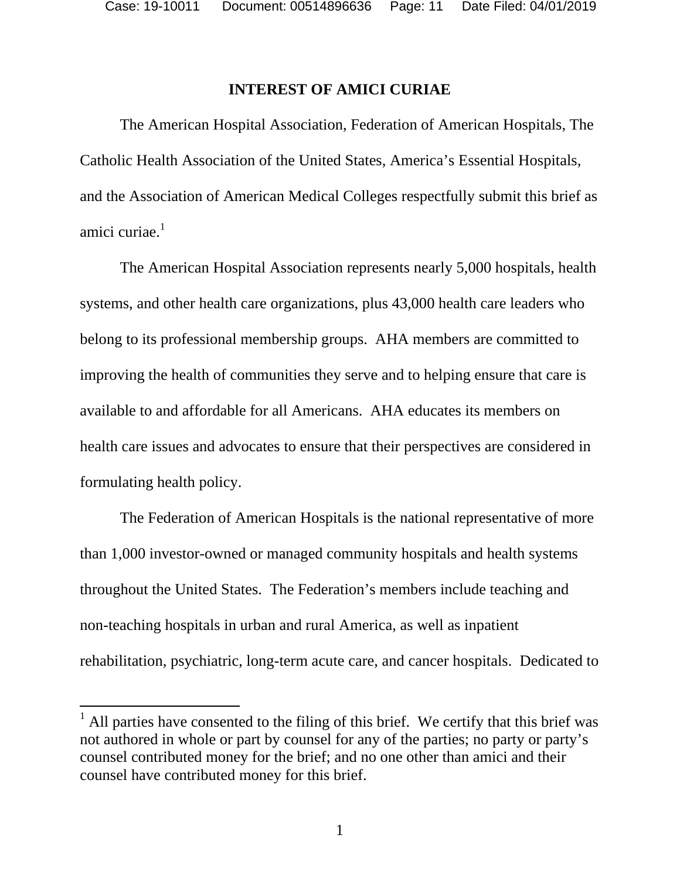## INTEREST OF AMICI CURIAE

The American Hospital Association, Federation of American Hospitals, The Catholic Health Association of the United States, America's Essential Hospitals, and the Association of American Medical Colleges respectfully submit this brief as amici curiae.[1]

The American Hospital Association represents nearly 5,000 hospitals, health systems, and other health care organizations, plus 43,000 health care leaders who belong to its professional membership groups. AHA members are committed to improving the health of communities they serve and to helping ensure that care is available to and affordable for all Americans. AHA educates its members on health care issues and advocates to ensure that their perspectives are considered in formulating health policy.

The Federation of American Hospitals is the national representative of more than 1,000 investor-owned or managed community hospitals and health systems throughout the United States. The Federation's members include teaching and non-teaching hospitals in urban and rural America, as well as inpatient rehabilitation, psychiatric, long-term acute care, and cancer hospitals. Dedicated to

[1] All parties have consented to the filing of this brief. We certify that this brief was not authored in whole or part by counsel for any of the parties; no party or party's counsel contributed money for the brief; and no one other than amici and their counsel have contributed money for this brief.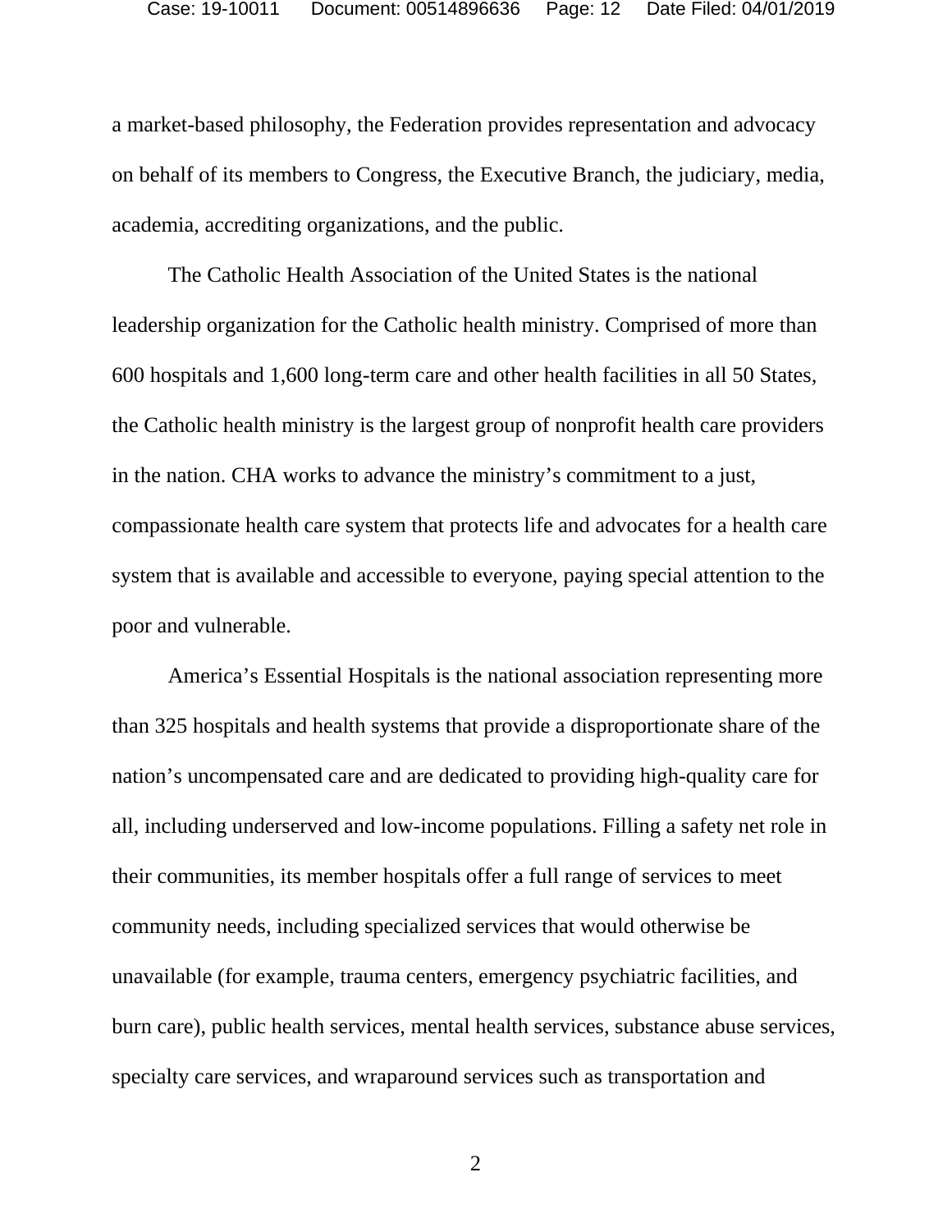a market-based philosophy, the Federation provides representation and advocacy on behalf of its members to Congress, the Executive Branch, the judiciary, media, academia, accrediting organizations, and the public.

The Catholic Health Association of the United States is the national leadership organization for the Catholic health ministry. Comprised of more than 600 hospitals and 1,600 long-term care and other health facilities in all 50 States, the Catholic health ministry is the largest group of nonprofit health care providers in the nation. CHA works to advance the ministry's commitment to a just, compassionate health care system that protects life and advocates for a health care system that is available and accessible to everyone, paying special attention to the poor and vulnerable.

America's Essential Hospitals is the national association representing more than 325 hospitals and health systems that provide a disproportionate share of the nation's uncompensated care and are dedicated to providing high-quality care for all, including underserved and low-income populations. Filling a safety net role in their communities, its member hospitals offer a full range of services to meet community needs, including specialized services that would otherwise be unavailable (for example, trauma centers, emergency psychiatric facilities, and burn care), public health services, mental health services, substance abuse services, specialty care services, and wraparound services such as transportation and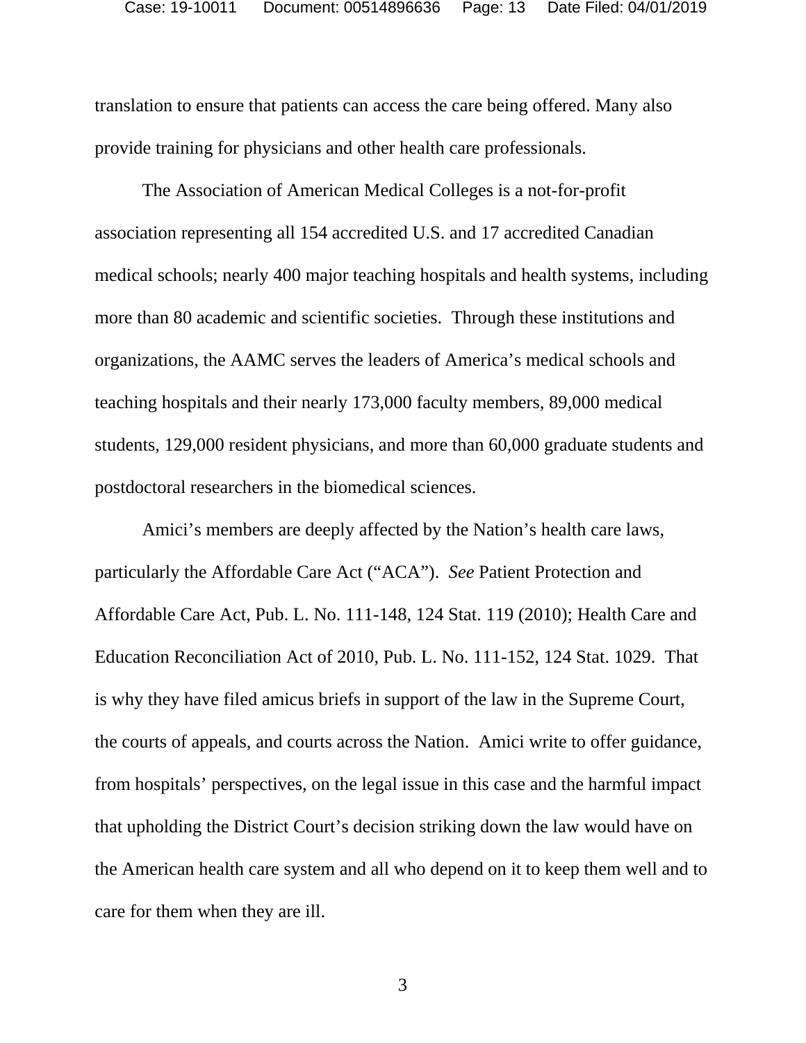translation to ensure that patients can access the care being offered. Many also provide training for physicians and other health care professionals.

The Association of American Medical Colleges is a not-for-profit association representing all 154 accredited U.S. and 17 accredited Canadian medical schools; nearly 400 major teaching hospitals and health systems, including more than 80 academic and scientific societies. Through these institutions and organizations, the AAMC serves the leaders of America's medical schools and teaching hospitals and their nearly 173,000 faculty members, 89,000 medical students, 129,000 resident physicians, and more than 60,000 graduate students and postdoctoral researchers in the biomedical sciences.

Amici's members are deeply affected by the Nation's health care laws, particularly the Affordable Care Act ("ACA"). *See* Patient Protection and Affordable Care Act, Pub. L. No. 111-148, 124 Stat. 119 (2010); Health Care and Education Reconciliation Act of 2010, Pub. L. No. 111-152, 124 Stat. 1029. That is why they have filed amicus briefs in support of the law in the Supreme Court, the courts of appeals, and courts across the Nation. Amici write to offer guidance, from hospitals' perspectives, on the legal issue in this case and the harmful impact that upholding the District Court's decision striking down the law would have on the American health care system and all who depend on it to keep them well and to care for them when they are ill.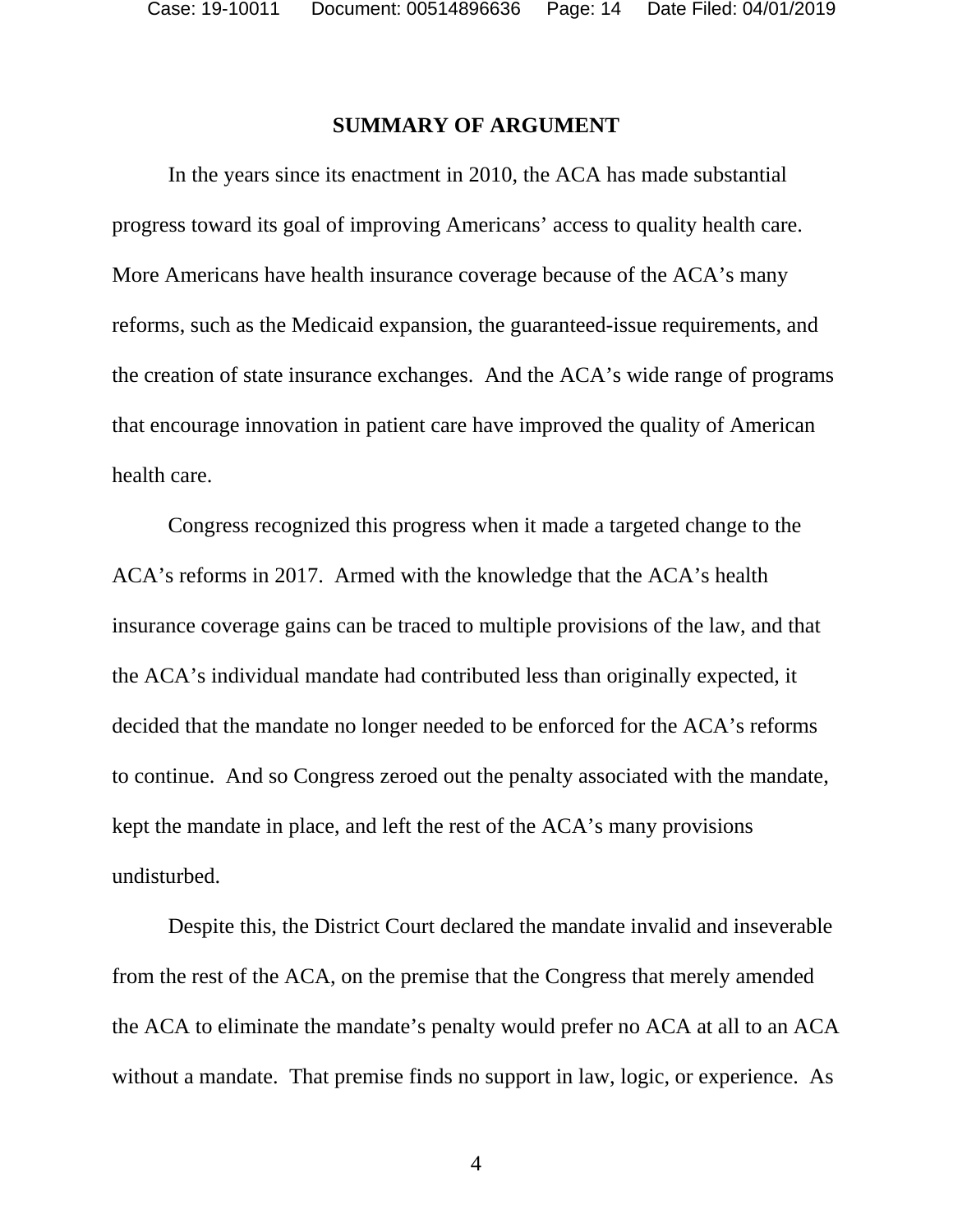## SUMMARY OF ARGUMENT

In the years since its enactment in 2010, the ACA has made substantial progress toward its goal of improving Americans' access to quality health care. More Americans have health insurance coverage because of the ACA's many reforms, such as the Medicaid expansion, the guaranteed-issue requirements, and the creation of state insurance exchanges. And the ACA's wide range of programs that encourage innovation in patient care have improved the quality of American health care.

Congress recognized this progress when it made a targeted change to the ACA's reforms in 2017. Armed with the knowledge that the ACA's health insurance coverage gains can be traced to multiple provisions of the law, and that the ACA's individual mandate had contributed less than originally expected, it decided that the mandate no longer needed to be enforced for the ACA's reforms to continue. And so Congress zeroed out the penalty associated with the mandate, kept the mandate in place, and left the rest of the ACA's many provisions undisturbed.

Despite this, the District Court declared the mandate invalid and inseverable from the rest of the ACA, on the premise that the Congress that merely amended the ACA to eliminate the mandate's penalty would prefer no ACA at all to an ACA without a mandate. That premise finds no support in law, logic, or experience. As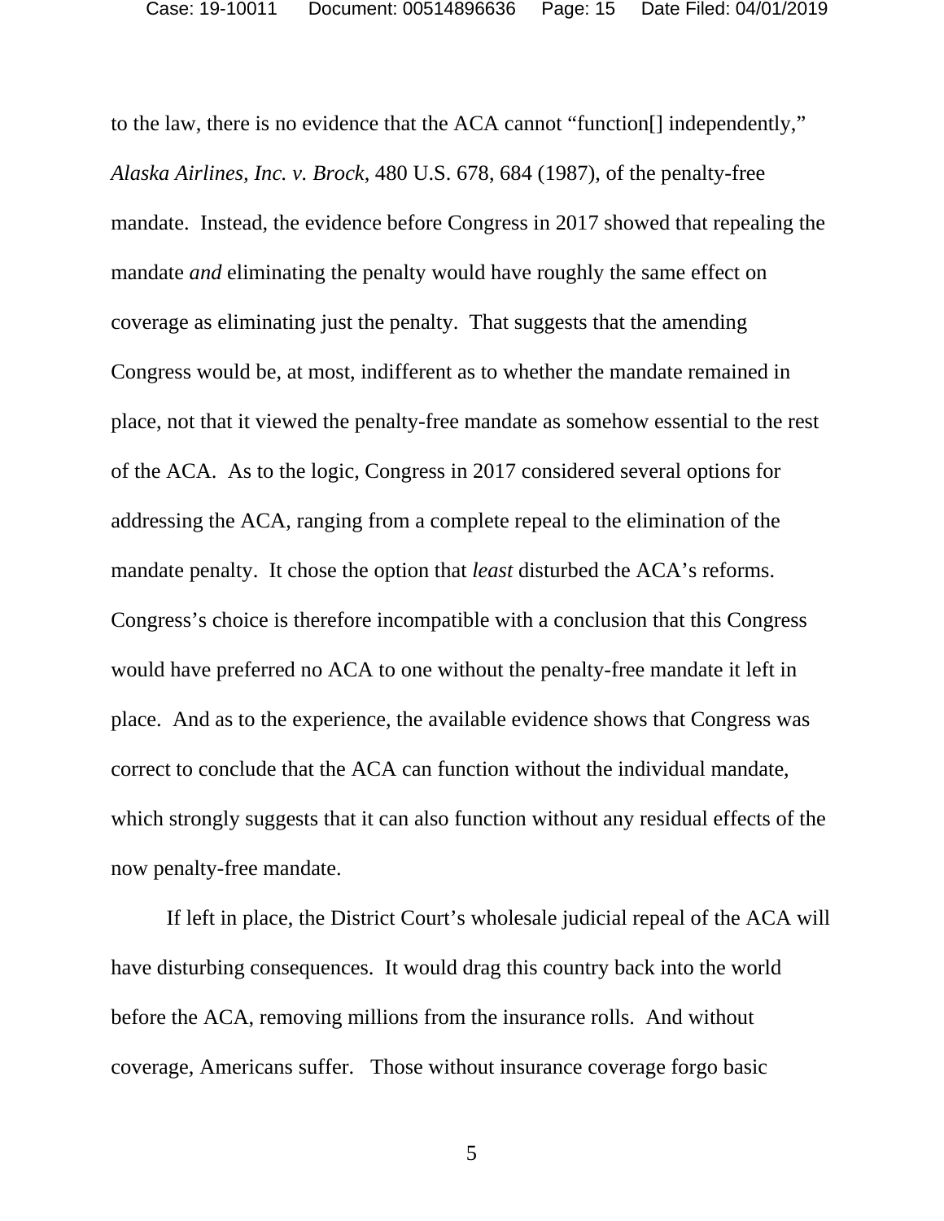to the law, there is no evidence that the ACA cannot "function[] independently," *Alaska Airlines, Inc. v. Brock*, 480 U.S. 678, 684 (1987), of the penalty-free mandate. Instead, the evidence before Congress in 2017 showed that repealing the mandate *and* eliminating the penalty would have roughly the same effect on coverage as eliminating just the penalty. That suggests that the amending Congress would be, at most, indifferent as to whether the mandate remained in place, not that it viewed the penalty-free mandate as somehow essential to the rest of the ACA. As to the logic, Congress in 2017 considered several options for addressing the ACA, ranging from a complete repeal to the elimination of the mandate penalty. It chose the option that *least* disturbed the ACA's reforms. Congress's choice is therefore incompatible with a conclusion that this Congress would have preferred no ACA to one without the penalty-free mandate it left in place. And as to the experience, the available evidence shows that Congress was correct to conclude that the ACA can function without the individual mandate, which strongly suggests that it can also function without any residual effects of the now penalty-free mandate.

If left in place, the District Court's wholesale judicial repeal of the ACA will have disturbing consequences. It would drag this country back into the world before the ACA, removing millions from the insurance rolls. And without coverage, Americans suffer. Those without insurance coverage forgo basic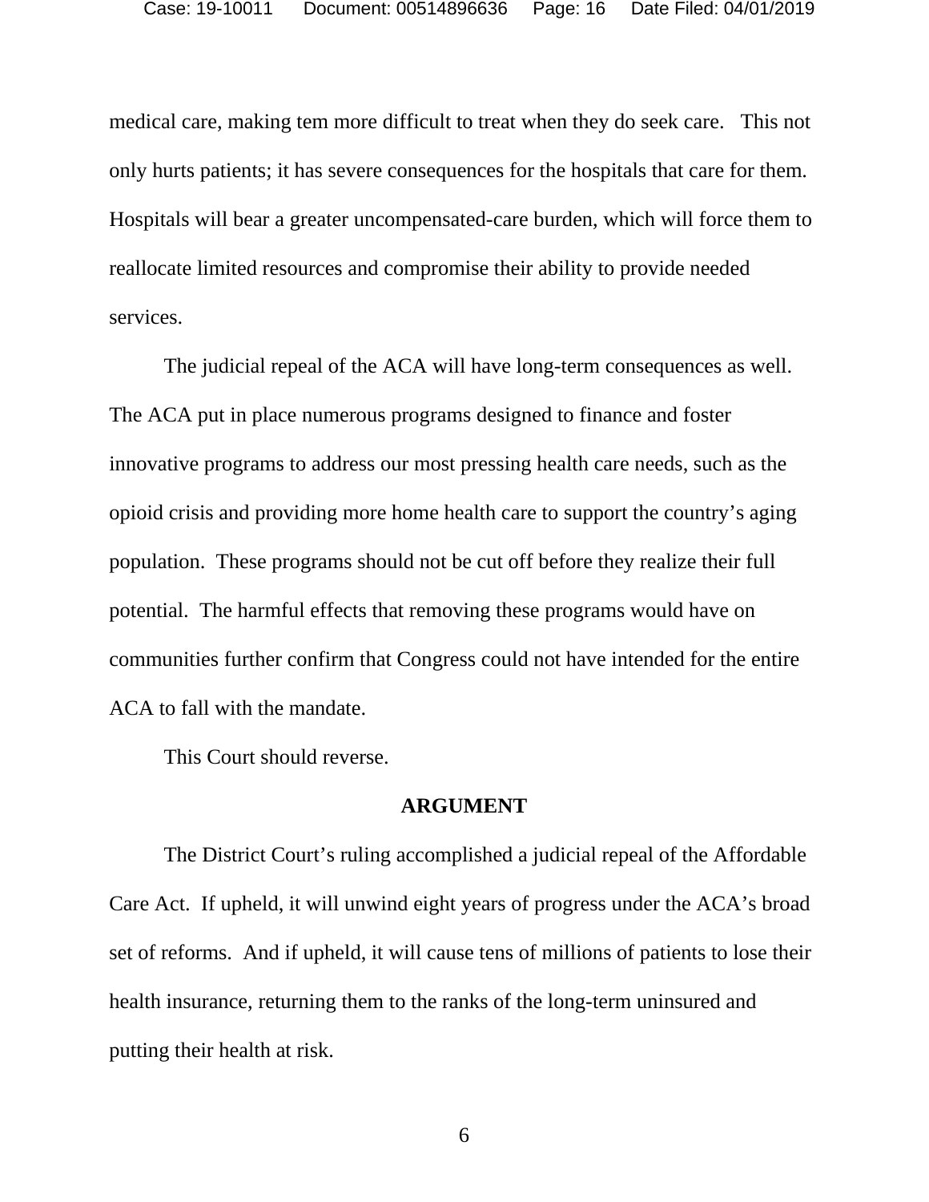medical care, making tem more difficult to treat when they do seek care. This not only hurts patients; it has severe consequences for the hospitals that care for them. Hospitals will bear a greater uncompensated-care burden, which will force them to reallocate limited resources and compromise their ability to provide needed services.

The judicial repeal of the ACA will have long-term consequences as well. The ACA put in place numerous programs designed to finance and foster innovative programs to address our most pressing health care needs, such as the opioid crisis and providing more home health care to support the country's aging population. These programs should not be cut off before they realize their full potential. The harmful effects that removing these programs would have on communities further confirm that Congress could not have intended for the entire ACA to fall with the mandate.

This Court should reverse.

## ARGUMENT

The District Court's ruling accomplished a judicial repeal of the Affordable Care Act. If upheld, it will unwind eight years of progress under the ACA's broad set of reforms. And if upheld, it will cause tens of millions of patients to lose their health insurance, returning them to the ranks of the long-term uninsured and putting their health at risk.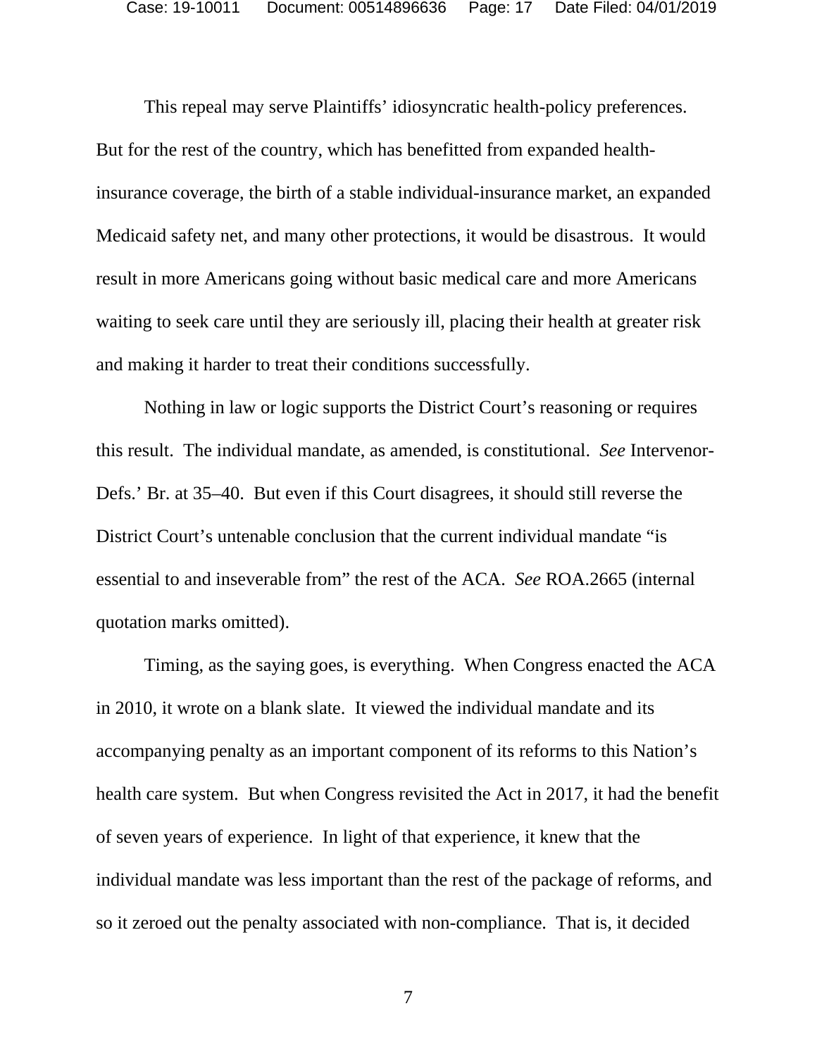This repeal may serve Plaintiffs' idiosyncratic health-policy preferences. But for the rest of the country, which has benefitted from expanded health-insurance coverage, the birth of a stable individual-insurance market, an expanded Medicaid safety net, and many other protections, it would be disastrous. It would result in more Americans going without basic medical care and more Americans waiting to seek care until they are seriously ill, placing their health at greater risk and making it harder to treat their conditions successfully.

Nothing in law or logic supports the District Court's reasoning or requires this result. The individual mandate, as amended, is constitutional. *See* Intervenor-Defs.' Br. at 35–40. But even if this Court disagrees, it should still reverse the District Court's untenable conclusion that the current individual mandate "is essential to and inseverable from" the rest of the ACA. *See* ROA.2665 (internal quotation marks omitted).

Timing, as the saying goes, is everything. When Congress enacted the ACA in 2010, it wrote on a blank slate. It viewed the individual mandate and its accompanying penalty as an important component of its reforms to this Nation's health care system. But when Congress revisited the Act in 2017, it had the benefit of seven years of experience. In light of that experience, it knew that the individual mandate was less important than the rest of the package of reforms, and so it zeroed out the penalty associated with non-compliance. That is, it decided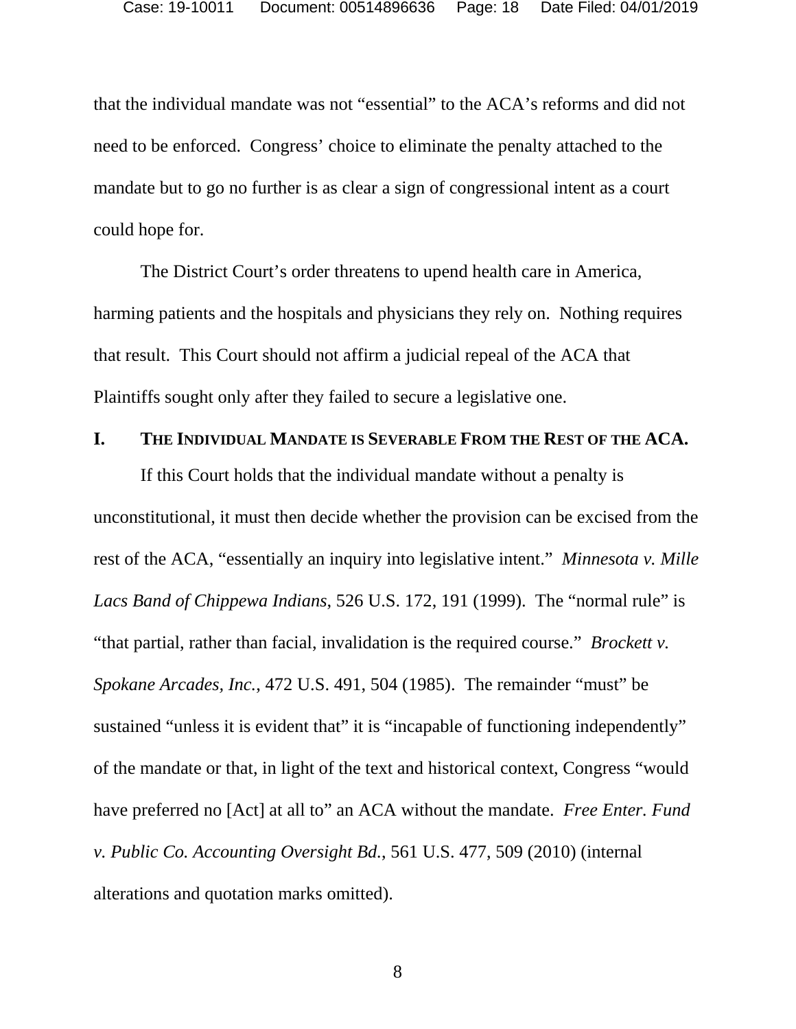that the individual mandate was not "essential" to the ACA's reforms and did not need to be enforced. Congress' choice to eliminate the penalty attached to the mandate but to go no further is as clear a sign of congressional intent as a court could hope for.

The District Court's order threatens to upend health care in America, harming patients and the hospitals and physicians they rely on. Nothing requires that result. This Court should not affirm a judicial repeal of the ACA that Plaintiffs sought only after they failed to secure a legislative one.

## I. THE INDIVIDUAL MANDATE IS SEVERABLE FROM THE REST OF THE ACA.

If this Court holds that the individual mandate without a penalty is unconstitutional, it must then decide whether the provision can be excised from the rest of the ACA, "essentially an inquiry into legislative intent." *Minnesota v. Mille Lacs Band of Chippewa Indians*, 526 U.S. 172, 191 (1999). The "normal rule" is "that partial, rather than facial, invalidation is the required course." *Brockett v. Spokane Arcades, Inc.*, 472 U.S. 491, 504 (1985). The remainder "must" be sustained "unless it is evident that" it is "incapable of functioning independently" of the mandate or that, in light of the text and historical context, Congress "would have preferred no [Act] at all to" an ACA without the mandate. *Free Enter. Fund v. Public Co. Accounting Oversight Bd.*, 561 U.S. 477, 509 (2010) (internal alterations and quotation marks omitted).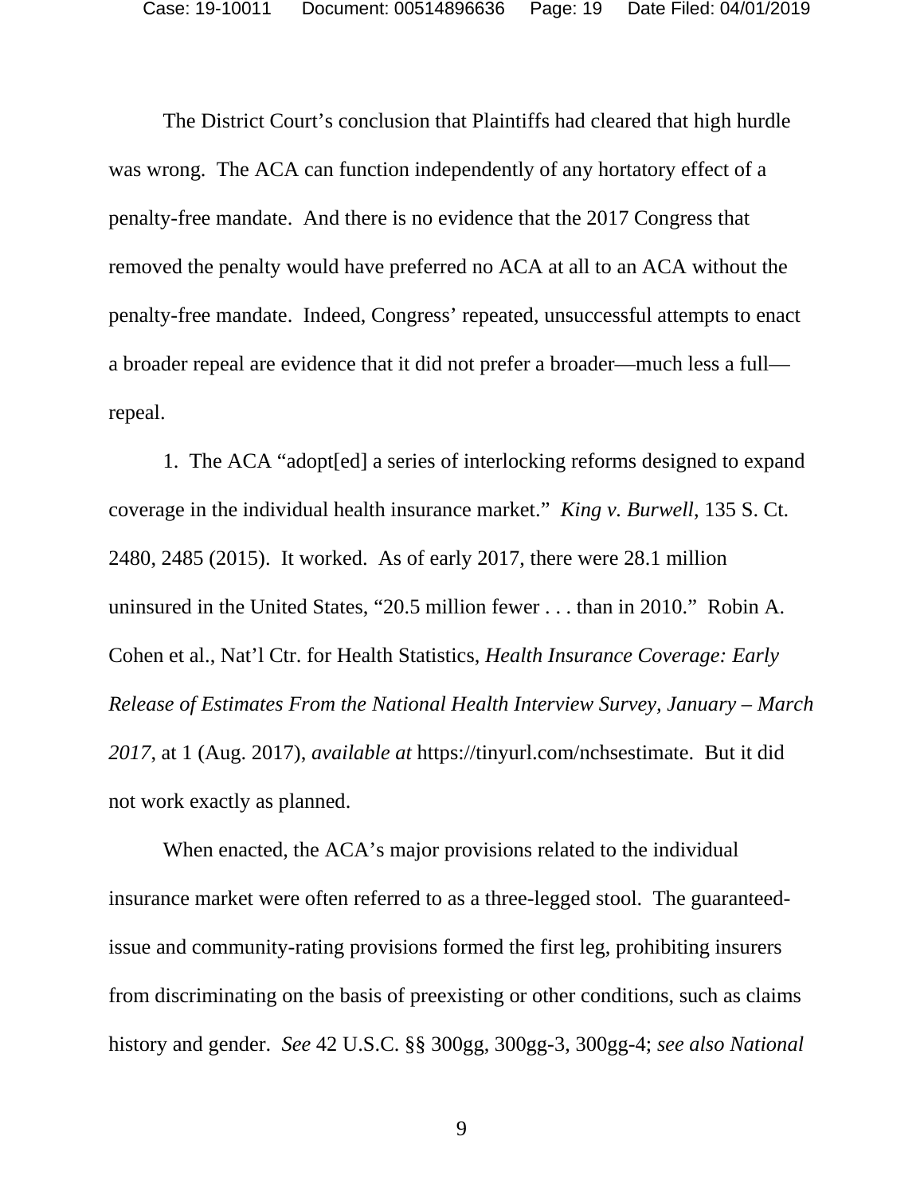The District Court's conclusion that Plaintiffs had cleared that high hurdle was wrong. The ACA can function independently of any hortatory effect of a penalty-free mandate. And there is no evidence that the 2017 Congress that removed the penalty would have preferred no ACA at all to an ACA without the penalty-free mandate. Indeed, Congress' repeated, unsuccessful attempts to enact a broader repeal are evidence that it did not prefer a broader—much less a full—repeal.

1. The ACA "adopt[ed] a series of interlocking reforms designed to expand coverage in the individual health insurance market." *King v. Burwell*, 135 S. Ct. 2480, 2485 (2015). It worked. As of early 2017, there were 28.1 million uninsured in the United States, "20.5 million fewer . . . than in 2010." Robin A. Cohen et al., Nat'l Ctr. for Health Statistics, *Health Insurance Coverage: Early Release of Estimates From the National Health Interview Survey, January – March 2017*, at 1 (Aug. 2017), *available at* https://tinyurl.com/nchsestimate. But it did not work exactly as planned.

When enacted, the ACA's major provisions related to the individual insurance market were often referred to as a three-legged stool. The guaranteed-issue and community-rating provisions formed the first leg, prohibiting insurers from discriminating on the basis of preexisting or other conditions, such as claims history and gender. *See* 42 U.S.C. §§ 300gg, 300gg-3, 300gg-4; *see also National*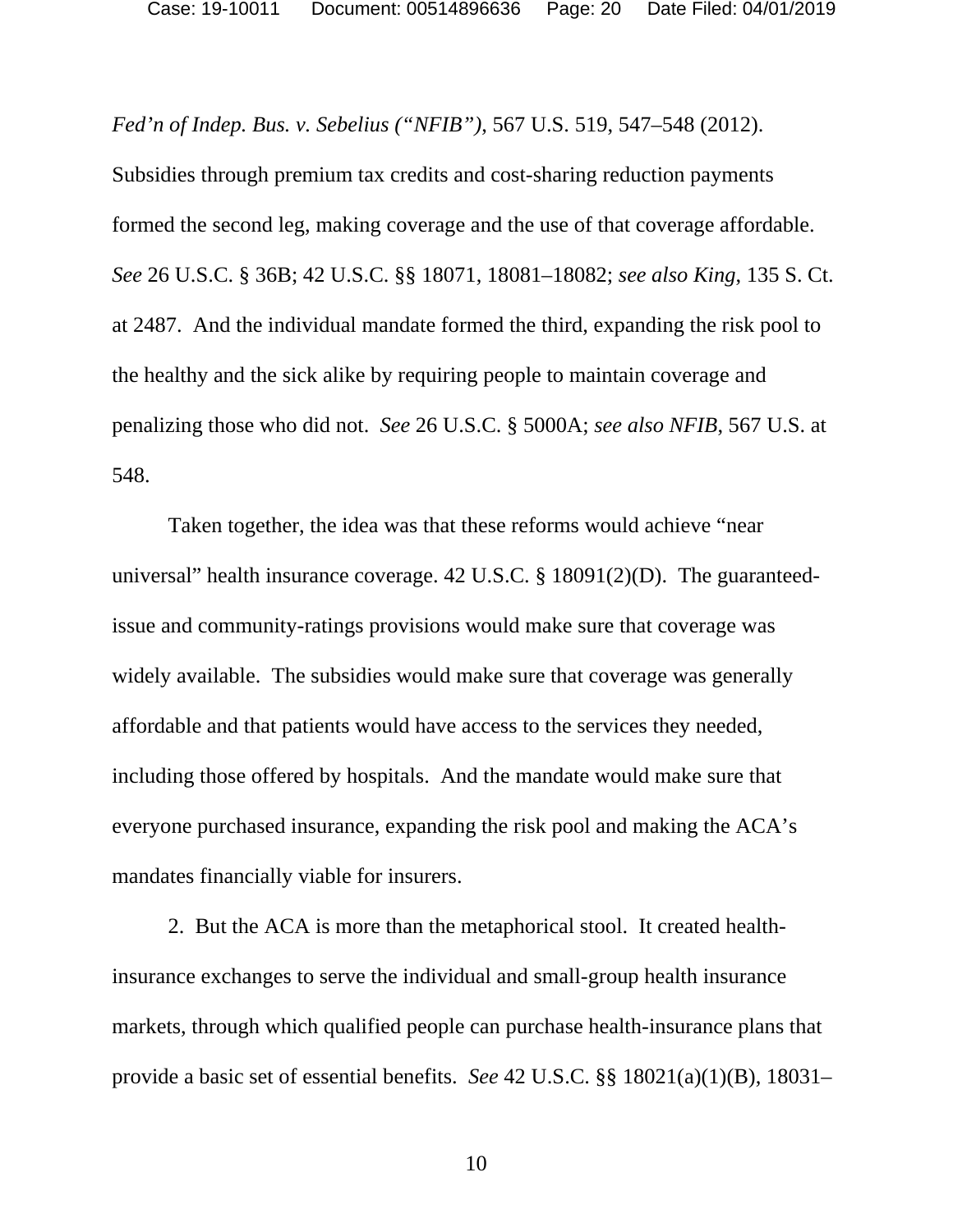*Fed'n of Indep. Bus. v. Sebelius ("NFIB")*, 567 U.S. 519, 547–548 (2012). Subsidies through premium tax credits and cost-sharing reduction payments formed the second leg, making coverage and the use of that coverage affordable. *See* 26 U.S.C. § 36B; 42 U.S.C. §§ 18071, 18081–18082; *see also King*, 135 S. Ct. at 2487. And the individual mandate formed the third, expanding the risk pool to the healthy and the sick alike by requiring people to maintain coverage and penalizing those who did not. *See* 26 U.S.C. § 5000A; *see also NFIB*, 567 U.S. at 548.

Taken together, the idea was that these reforms would achieve "near universal" health insurance coverage. 42 U.S.C. § 18091(2)(D). The guaranteed-issue and community-ratings provisions would make sure that coverage was widely available. The subsidies would make sure that coverage was generally affordable and that patients would have access to the services they needed, including those offered by hospitals. And the mandate would make sure that everyone purchased insurance, expanding the risk pool and making the ACA's mandates financially viable for insurers.

2. But the ACA is more than the metaphorical stool. It created health-insurance exchanges to serve the individual and small-group health insurance markets, through which qualified people can purchase health-insurance plans that provide a basic set of essential benefits. *See* 42 U.S.C. §§ 18021(a)(1)(B), 18031–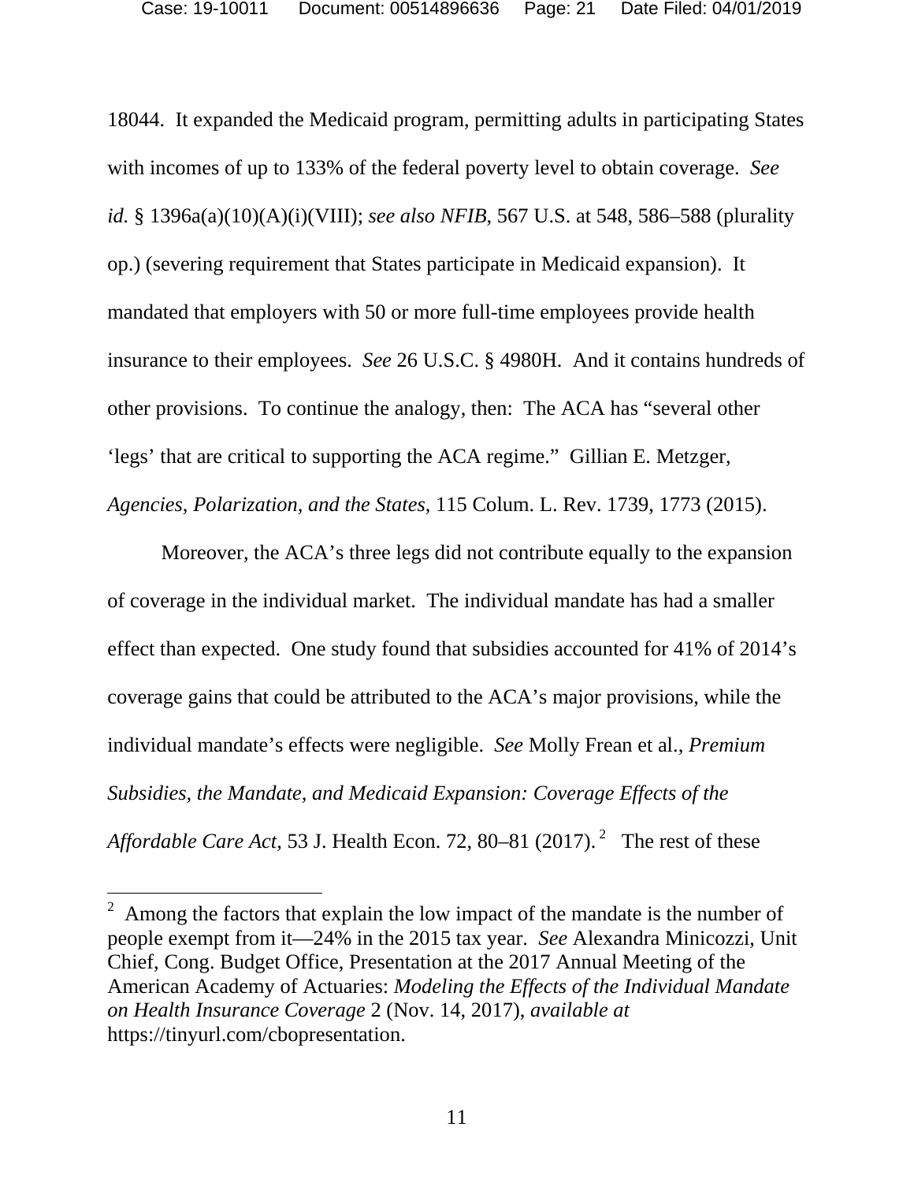18044. It expanded the Medicaid program, permitting adults in participating States with incomes of up to 133% of the federal poverty level to obtain coverage. *See id.* § 1396a(a)(10)(A)(i)(VIII); *see also NFIB*, 567 U.S. at 548, 586–588 (plurality op.) (severing requirement that States participate in Medicaid expansion). It mandated that employers with 50 or more full-time employees provide health insurance to their employees. *See* 26 U.S.C. § 4980H. And it contains hundreds of other provisions. To continue the analogy, then: The ACA has "several other 'legs' that are critical to supporting the ACA regime." Gillian E. Metzger, *Agencies, Polarization, and the States*, 115 Colum. L. Rev. 1739, 1773 (2015).

Moreover, the ACA's three legs did not contribute equally to the expansion of coverage in the individual market. The individual mandate has had a smaller effect than expected. One study found that subsidies accounted for 41% of 2014's coverage gains that could be attributed to the ACA's major provisions, while the individual mandate's effects were negligible. *See* Molly Frean et al., *Premium Subsidies, the Mandate, and Medicaid Expansion: Coverage Effects of the Affordable Care Act*, 53 J. Health Econ. 72, 80–81 (2017).[2] The rest of these

---

[2] Among the factors that explain the low impact of the mandate is the number of people exempt from it—24% in the 2015 tax year. *See* Alexandra Minicozzi, Unit Chief, Cong. Budget Office, Presentation at the 2017 Annual Meeting of the American Academy of Actuaries: *Modeling the Effects of the Individual Mandate on Health Insurance Coverage* 2 (Nov. 14, 2017), *available at* https://tinyurl.com/cbopresentation.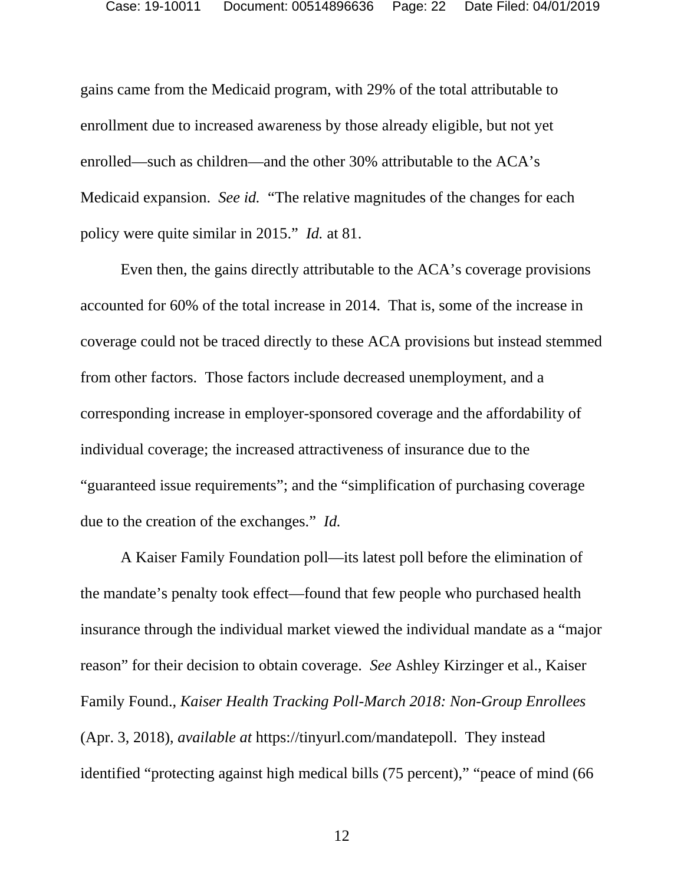gains came from the Medicaid program, with 29% of the total attributable to enrollment due to increased awareness by those already eligible, but not yet enrolled—such as children—and the other 30% attributable to the ACA's Medicaid expansion. *See id.* "The relative magnitudes of the changes for each policy were quite similar in 2015." *Id.* at 81.

Even then, the gains directly attributable to the ACA's coverage provisions accounted for 60% of the total increase in 2014. That is, some of the increase in coverage could not be traced directly to these ACA provisions but instead stemmed from other factors. Those factors include decreased unemployment, and a corresponding increase in employer-sponsored coverage and the affordability of individual coverage; the increased attractiveness of insurance due to the "guaranteed issue requirements"; and the "simplification of purchasing coverage due to the creation of the exchanges." *Id.*

A Kaiser Family Foundation poll—its latest poll before the elimination of the mandate's penalty took effect—found that few people who purchased health insurance through the individual market viewed the individual mandate as a "major reason" for their decision to obtain coverage. *See* Ashley Kirzinger et al., Kaiser Family Found., *Kaiser Health Tracking Poll-March 2018: Non-Group Enrollees* (Apr. 3, 2018), *available at* https://tinyurl.com/mandatepoll. They instead identified "protecting against high medical bills (75 percent)," "peace of mind (66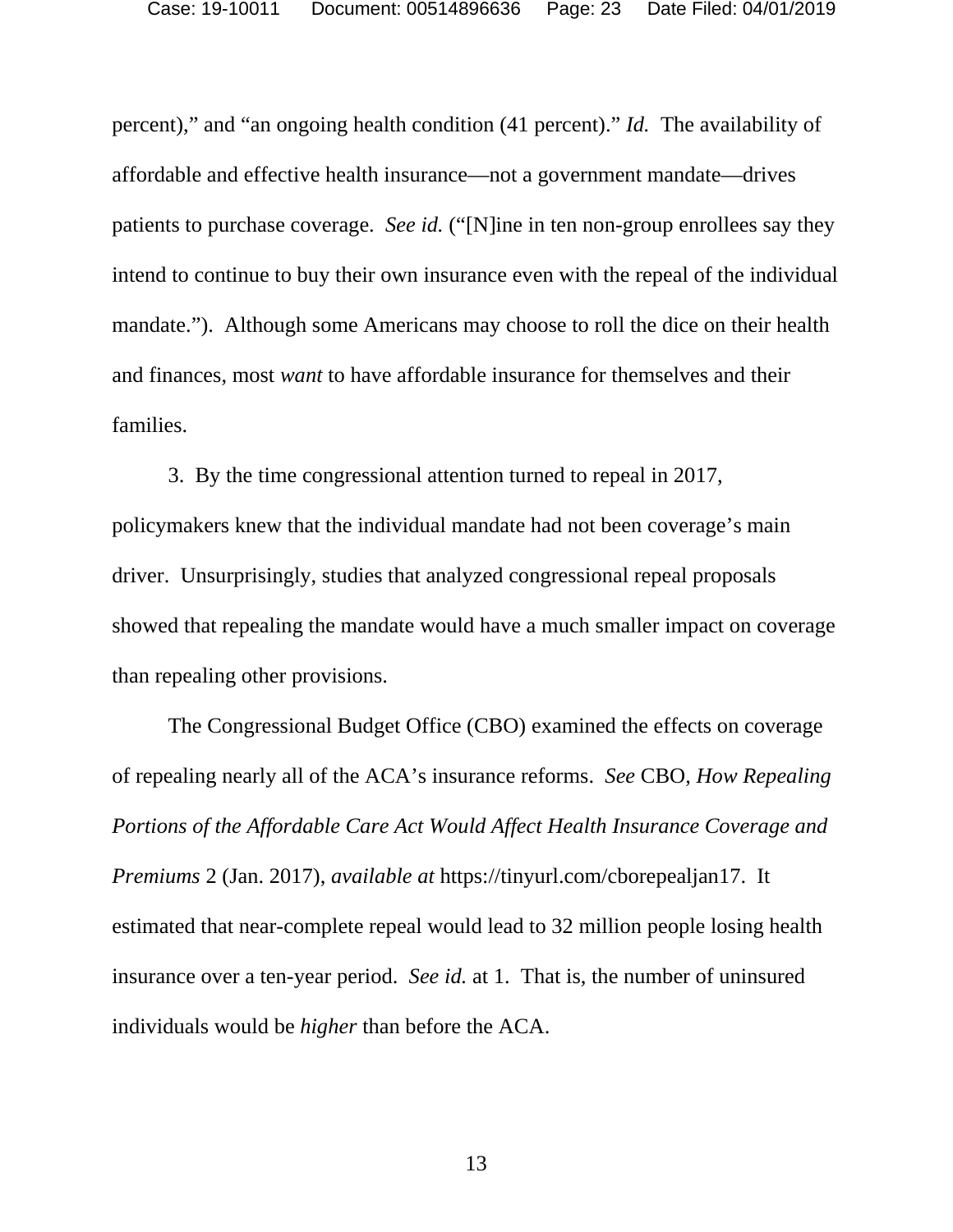percent)," and "an ongoing health condition (41 percent)." *Id.* The availability of affordable and effective health insurance—not a government mandate—drives patients to purchase coverage. *See id.* ("[N]ine in ten non-group enrollees say they intend to continue to buy their own insurance even with the repeal of the individual mandate."). Although some Americans may choose to roll the dice on their health and finances, most *want* to have affordable insurance for themselves and their families.

3. By the time congressional attention turned to repeal in 2017, policymakers knew that the individual mandate had not been coverage's main driver. Unsurprisingly, studies that analyzed congressional repeal proposals showed that repealing the mandate would have a much smaller impact on coverage than repealing other provisions.

The Congressional Budget Office (CBO) examined the effects on coverage of repealing nearly all of the ACA's insurance reforms. *See* CBO, *How Repealing Portions of the Affordable Care Act Would Affect Health Insurance Coverage and Premiums* 2 (Jan. 2017), *available at* https://tinyurl.com/cborepealjan17. It estimated that near-complete repeal would lead to 32 million people losing health insurance over a ten-year period. *See id.* at 1. That is, the number of uninsured individuals would be *higher* than before the ACA.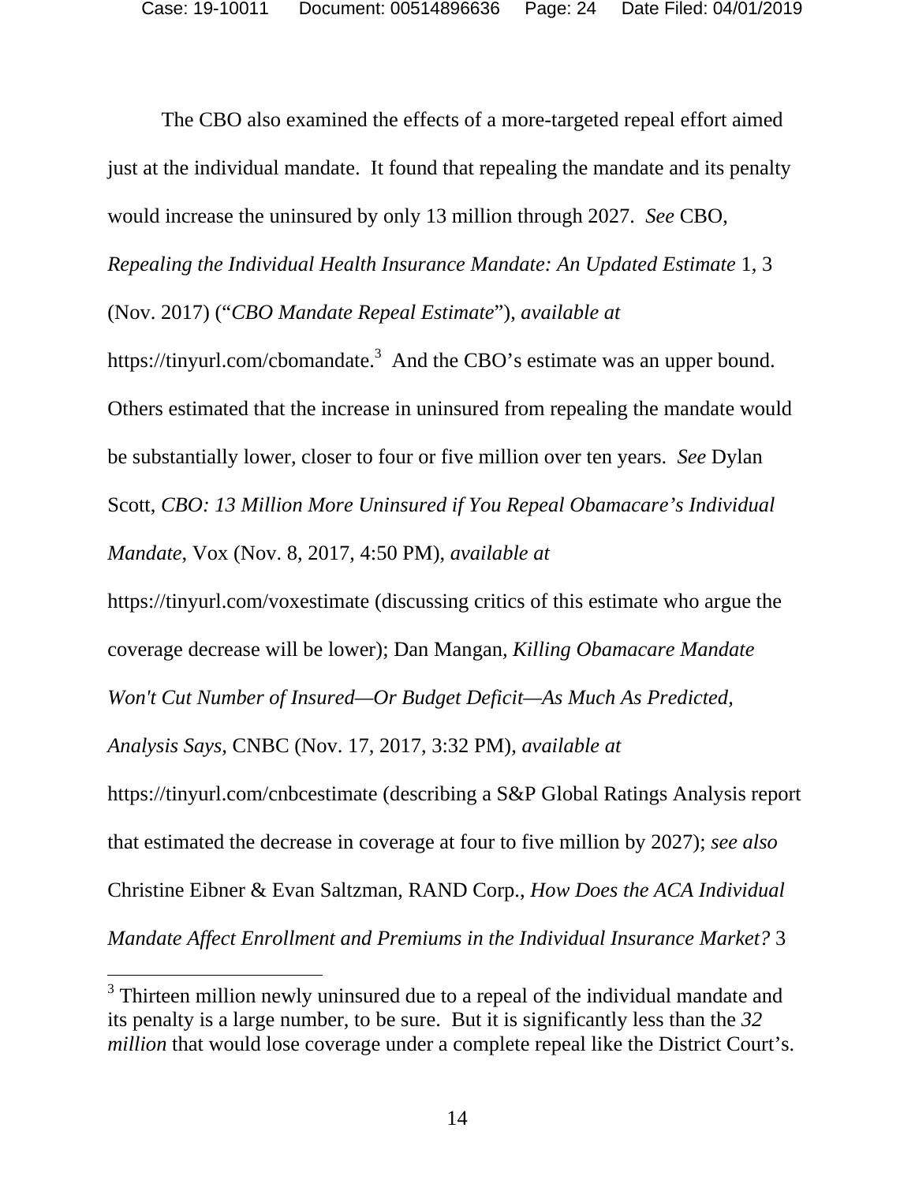The CBO also examined the effects of a more-targeted repeal effort aimed just at the individual mandate. It found that repealing the mandate and its penalty would increase the uninsured by only 13 million through 2027. *See* CBO, *Repealing the Individual Health Insurance Mandate: An Updated Estimate* 1, 3 (Nov. 2017) ("*CBO Mandate Repeal Estimate*"), *available at* https://tinyurl.com/cbomandate.[3] And the CBO's estimate was an upper bound. Others estimated that the increase in uninsured from repealing the mandate would be substantially lower, closer to four or five million over ten years. *See* Dylan Scott, *CBO: 13 Million More Uninsured if You Repeal Obamacare's Individual Mandate*, Vox (Nov. 8, 2017, 4:50 PM), *available at* https://tinyurl.com/voxestimate (discussing critics of this estimate who argue the coverage decrease will be lower); Dan Mangan, *Killing Obamacare Mandate Won't Cut Number of Insured—Or Budget Deficit—As Much As Predicted, Analysis Says*, CNBC (Nov. 17, 2017, 3:32 PM), *available at* https://tinyurl.com/cnbcestimate (describing a S&P Global Ratings Analysis report that estimated the decrease in coverage at four to five million by 2027); *see also* Christine Eibner & Evan Saltzman, RAND Corp., *How Does the ACA Individual Mandate Affect Enrollment and Premiums in the Individual Insurance Market?* 3

[3] Thirteen million newly uninsured due to a repeal of the individual mandate and its penalty is a large number, to be sure. But it is significantly less than the *32 million* that would lose coverage under a complete repeal like the District Court's.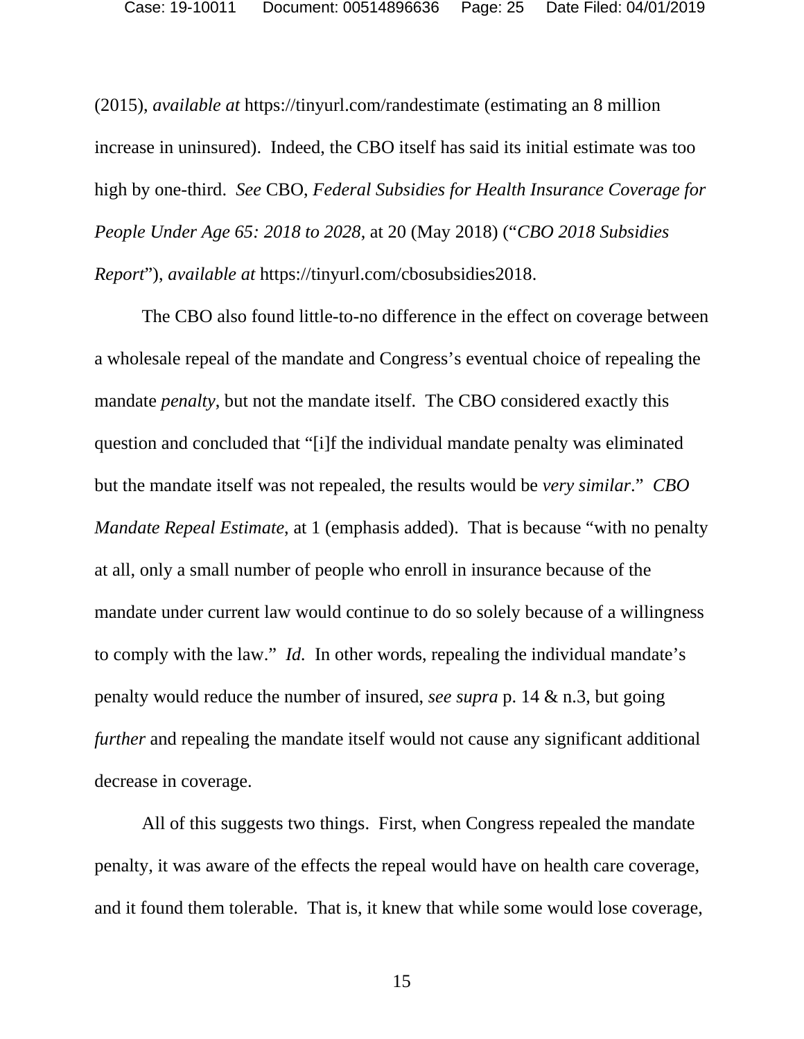(2015), *available at* https://tinyurl.com/randestimate (estimating an 8 million increase in uninsured). Indeed, the CBO itself has said its initial estimate was too high by one-third. *See* CBO, *Federal Subsidies for Health Insurance Coverage for People Under Age 65: 2018 to 2028*, at 20 (May 2018) ("*CBO 2018 Subsidies Report*"), *available at* https://tinyurl.com/cbosubsidies2018.

The CBO also found little-to-no difference in the effect on coverage between a wholesale repeal of the mandate and Congress's eventual choice of repealing the mandate *penalty*, but not the mandate itself. The CBO considered exactly this question and concluded that "[i]f the individual mandate penalty was eliminated but the mandate itself was not repealed, the results would be *very similar*." *CBO Mandate Repeal Estimate*, at 1 (emphasis added). That is because "with no penalty at all, only a small number of people who enroll in insurance because of the mandate under current law would continue to do so solely because of a willingness to comply with the law." *Id.* In other words, repealing the individual mandate's penalty would reduce the number of insured, *see supra* p. 14 & n.3, but going *further* and repealing the mandate itself would not cause any significant additional decrease in coverage.

All of this suggests two things. First, when Congress repealed the mandate penalty, it was aware of the effects the repeal would have on health care coverage, and it found them tolerable. That is, it knew that while some would lose coverage,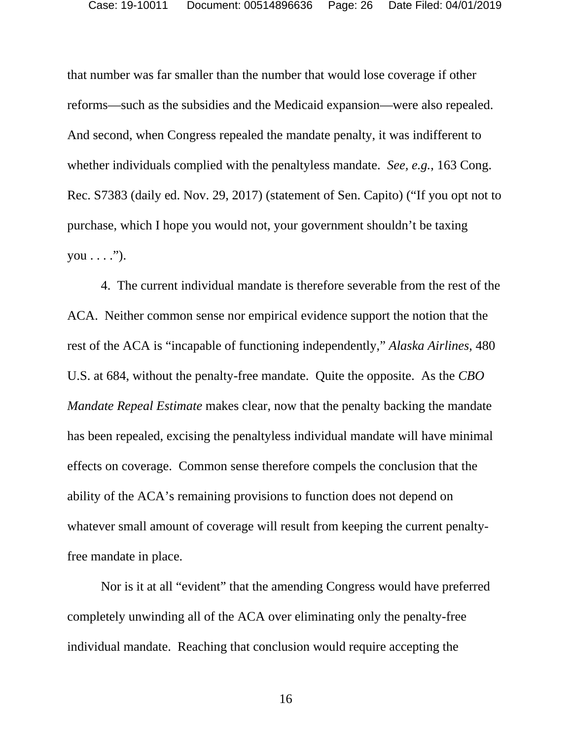that number was far smaller than the number that would lose coverage if other reforms—such as the subsidies and the Medicaid expansion—were also repealed. And second, when Congress repealed the mandate penalty, it was indifferent to whether individuals complied with the penaltyless mandate. *See, e.g.*, 163 Cong. Rec. S7383 (daily ed. Nov. 29, 2017) (statement of Sen. Capito) ("If you opt not to purchase, which I hope you would not, your government shouldn't be taxing you . . . .").

4. The current individual mandate is therefore severable from the rest of the ACA. Neither common sense nor empirical evidence support the notion that the rest of the ACA is "incapable of functioning independently," *Alaska Airlines*, 480 U.S. at 684, without the penalty-free mandate. Quite the opposite. As the *CBO Mandate Repeal Estimate* makes clear, now that the penalty backing the mandate has been repealed, excising the penaltyless individual mandate will have minimal effects on coverage. Common sense therefore compels the conclusion that the ability of the ACA's remaining provisions to function does not depend on whatever small amount of coverage will result from keeping the current penalty-free mandate in place.

Nor is it at all "evident" that the amending Congress would have preferred completely unwinding all of the ACA over eliminating only the penalty-free individual mandate. Reaching that conclusion would require accepting the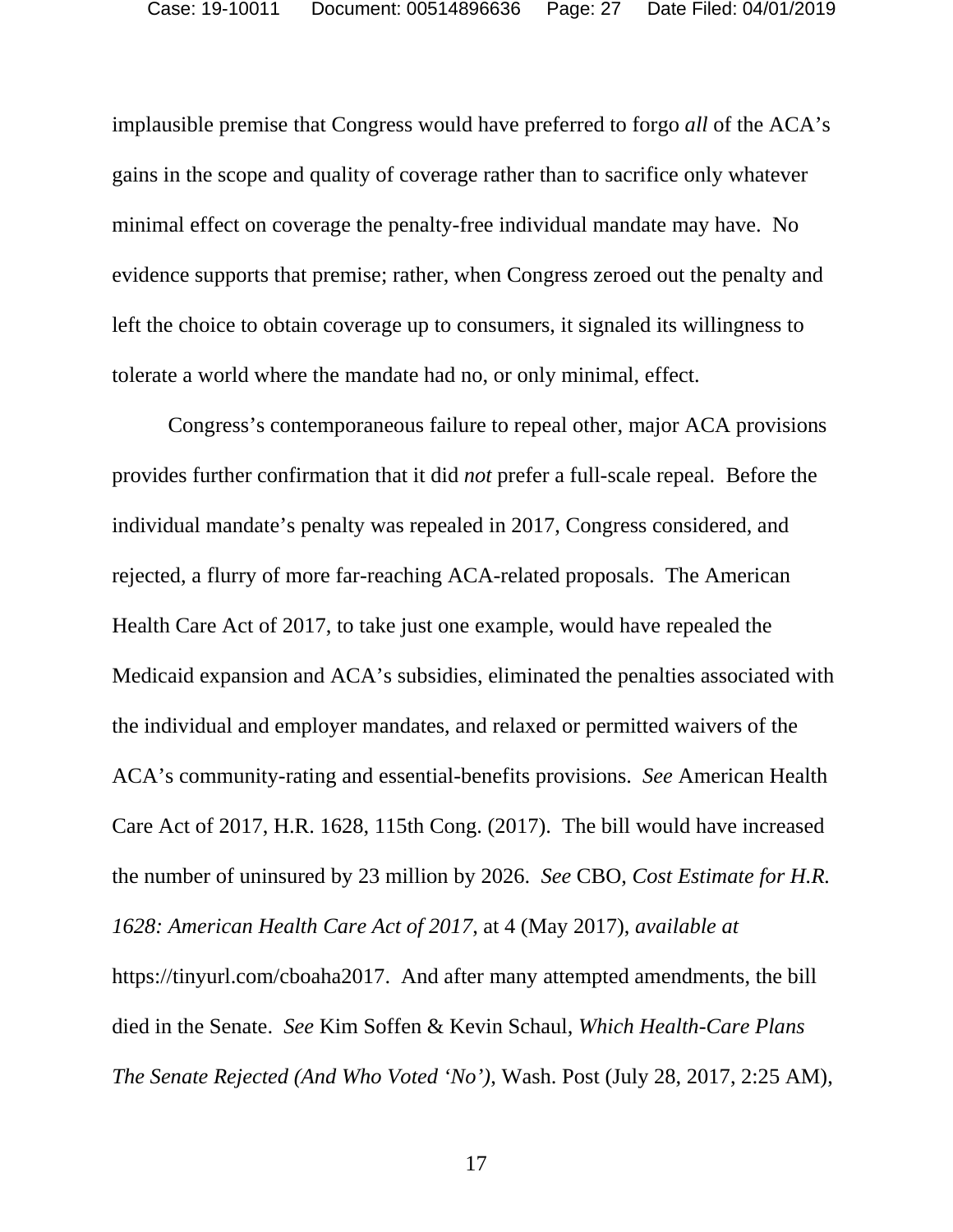implausible premise that Congress would have preferred to forgo *all* of the ACA's gains in the scope and quality of coverage rather than to sacrifice only whatever minimal effect on coverage the penalty-free individual mandate may have. No evidence supports that premise; rather, when Congress zeroed out the penalty and left the choice to obtain coverage up to consumers, it signaled its willingness to tolerate a world where the mandate had no, or only minimal, effect.

Congress's contemporaneous failure to repeal other, major ACA provisions provides further confirmation that it did *not* prefer a full-scale repeal. Before the individual mandate's penalty was repealed in 2017, Congress considered, and rejected, a flurry of more far-reaching ACA-related proposals. The American Health Care Act of 2017, to take just one example, would have repealed the Medicaid expansion and ACA's subsidies, eliminated the penalties associated with the individual and employer mandates, and relaxed or permitted waivers of the ACA's community-rating and essential-benefits provisions. *See* American Health Care Act of 2017, H.R. 1628, 115th Cong. (2017). The bill would have increased the number of uninsured by 23 million by 2026. *See* CBO, *Cost Estimate for H.R. 1628: American Health Care Act of 2017*, at 4 (May 2017), *available at* https://tinyurl.com/cboaha2017. And after many attempted amendments, the bill died in the Senate. *See* Kim Soffen & Kevin Schaul, *Which Health-Care Plans The Senate Rejected (And Who Voted 'No')*, Wash. Post (July 28, 2017, 2:25 AM),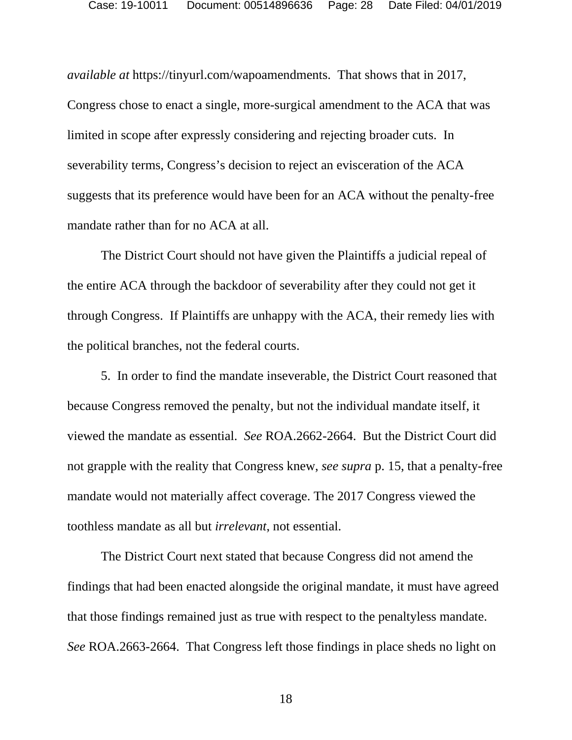*available at* https://tinyurl.com/wapoamendments. That shows that in 2017, Congress chose to enact a single, more-surgical amendment to the ACA that was limited in scope after expressly considering and rejecting broader cuts. In severability terms, Congress's decision to reject an evisceration of the ACA suggests that its preference would have been for an ACA without the penalty-free mandate rather than for no ACA at all.

The District Court should not have given the Plaintiffs a judicial repeal of the entire ACA through the backdoor of severability after they could not get it through Congress. If Plaintiffs are unhappy with the ACA, their remedy lies with the political branches, not the federal courts.

5. In order to find the mandate inseverable, the District Court reasoned that because Congress removed the penalty, but not the individual mandate itself, it viewed the mandate as essential. *See* ROA.2662-2664. But the District Court did not grapple with the reality that Congress knew, *see supra* p. 15, that a penalty-free mandate would not materially affect coverage. The 2017 Congress viewed the toothless mandate as all but *irrelevant*, not essential.

The District Court next stated that because Congress did not amend the findings that had been enacted alongside the original mandate, it must have agreed that those findings remained just as true with respect to the penaltyless mandate. *See* ROA.2663-2664. That Congress left those findings in place sheds no light on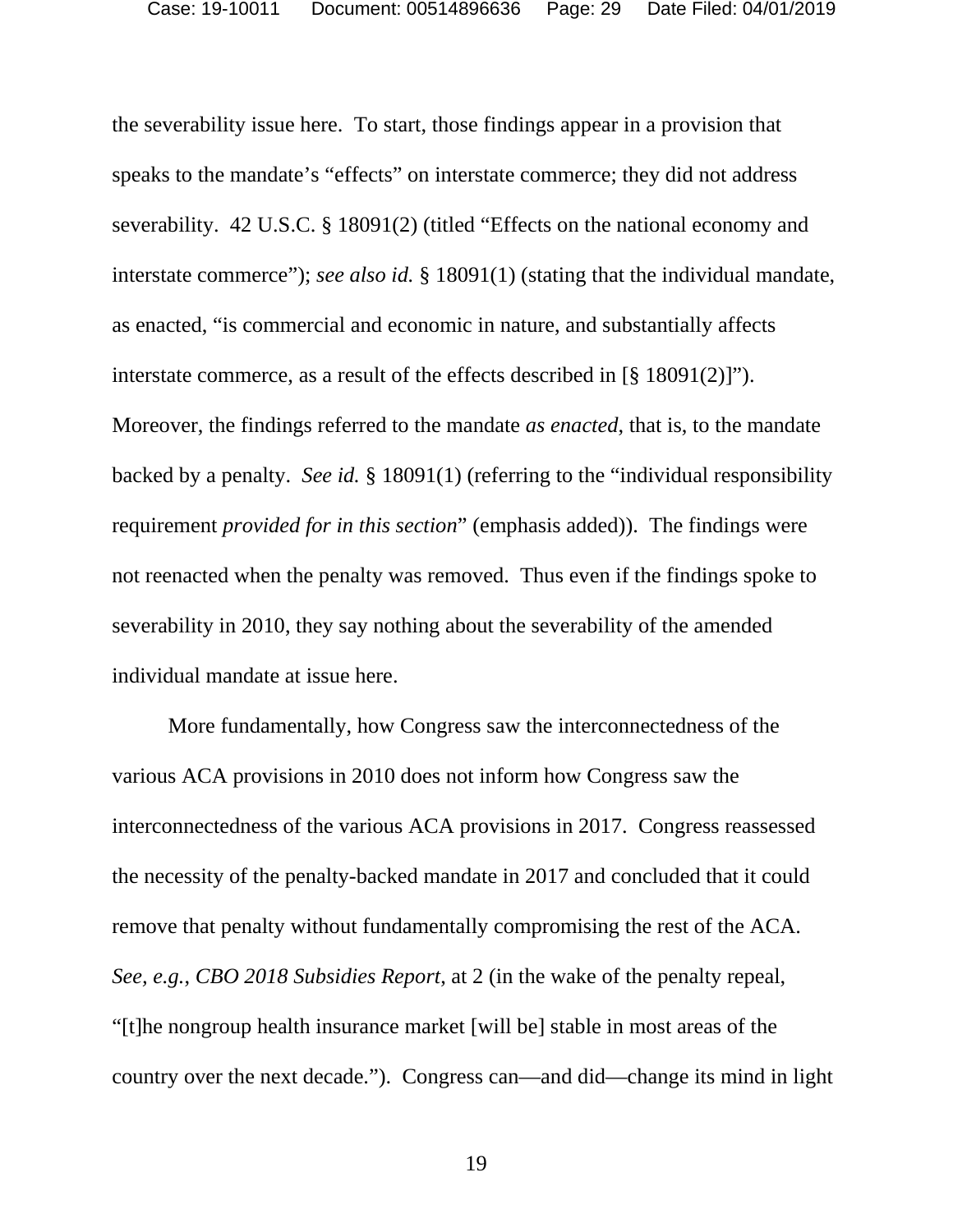the severability issue here. To start, those findings appear in a provision that speaks to the mandate's "effects" on interstate commerce; they did not address severability. 42 U.S.C. § 18091(2) (titled "Effects on the national economy and interstate commerce"); *see also id.* § 18091(1) (stating that the individual mandate, as enacted, "is commercial and economic in nature, and substantially affects interstate commerce, as a result of the effects described in [§ 18091(2)]"). Moreover, the findings referred to the mandate *as enacted*, that is, to the mandate backed by a penalty. *See id.* § 18091(1) (referring to the "individual responsibility requirement *provided for in this section*" (emphasis added)). The findings were not reenacted when the penalty was removed. Thus even if the findings spoke to severability in 2010, they say nothing about the severability of the amended individual mandate at issue here.

More fundamentally, how Congress saw the interconnectedness of the various ACA provisions in 2010 does not inform how Congress saw the interconnectedness of the various ACA provisions in 2017. Congress reassessed the necessity of the penalty-backed mandate in 2017 and concluded that it could remove that penalty without fundamentally compromising the rest of the ACA. *See, e.g.*, *CBO 2018 Subsidies Report*, at 2 (in the wake of the penalty repeal, "[t]he nongroup health insurance market [will be] stable in most areas of the country over the next decade."). Congress can—and did—change its mind in light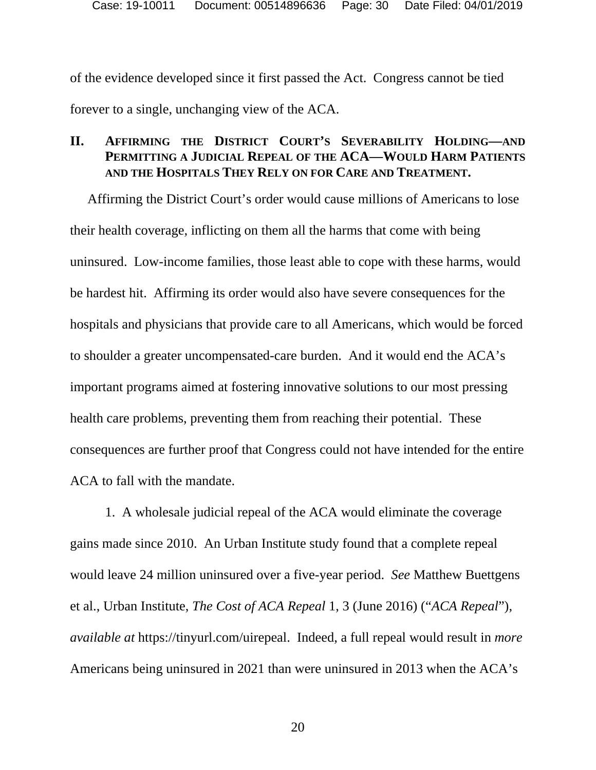of the evidence developed since it first passed the Act. Congress cannot be tied forever to a single, unchanging view of the ACA.

## II. Affirming the District Court's Severability Holding—and Permitting a Judicial Repeal of the ACA—Would Harm Patients and the Hospitals They Rely on for Care and Treatment.

Affirming the District Court's order would cause millions of Americans to lose their health coverage, inflicting on them all the harms that come with being uninsured. Low-income families, those least able to cope with these harms, would be hardest hit. Affirming its order would also have severe consequences for the hospitals and physicians that provide care to all Americans, which would be forced to shoulder a greater uncompensated-care burden. And it would end the ACA's important programs aimed at fostering innovative solutions to our most pressing health care problems, preventing them from reaching their potential. These consequences are further proof that Congress could not have intended for the entire ACA to fall with the mandate.

1. A wholesale judicial repeal of the ACA would eliminate the coverage gains made since 2010. An Urban Institute study found that a complete repeal would leave 24 million uninsured over a five-year period. *See* Matthew Buettgens et al., Urban Institute, *The Cost of ACA Repeal* 1, 3 (June 2016) ("*ACA Repeal*"), *available at* https://tinyurl.com/uirepeal. Indeed, a full repeal would result in *more* Americans being uninsured in 2021 than were uninsured in 2013 when the ACA's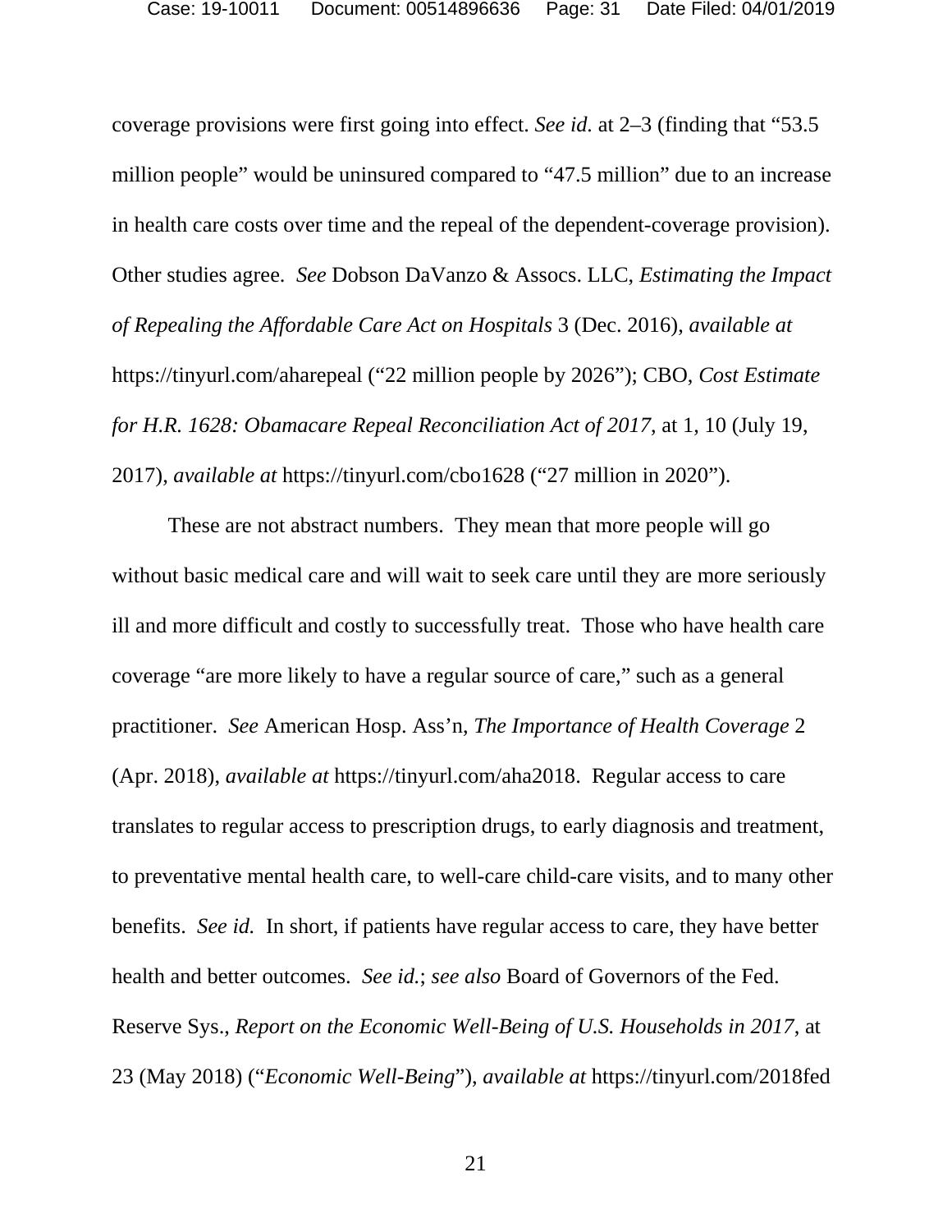coverage provisions were first going into effect. *See id.* at 2–3 (finding that "53.5 million people" would be uninsured compared to "47.5 million" due to an increase in health care costs over time and the repeal of the dependent-coverage provision). Other studies agree. *See* Dobson DaVanzo & Assocs. LLC, *Estimating the Impact of Repealing the Affordable Care Act on Hospitals* 3 (Dec. 2016), *available at* https://tinyurl.com/aharepeal ("22 million people by 2026"); CBO, *Cost Estimate for H.R. 1628: Obamacare Repeal Reconciliation Act of 2017*, at 1, 10 (July 19, 2017), *available at* https://tinyurl.com/cbo1628 ("27 million in 2020").

These are not abstract numbers. They mean that more people will go without basic medical care and will wait to seek care until they are more seriously ill and more difficult and costly to successfully treat. Those who have health care coverage "are more likely to have a regular source of care," such as a general practitioner. *See* American Hosp. Ass'n, *The Importance of Health Coverage* 2 (Apr. 2018), *available at* https://tinyurl.com/aha2018. Regular access to care translates to regular access to prescription drugs, to early diagnosis and treatment, to preventative mental health care, to well-care child-care visits, and to many other benefits. *See id.* In short, if patients have regular access to care, they have better health and better outcomes. *See id.*; *see also* Board of Governors of the Fed. Reserve Sys., *Report on the Economic Well-Being of U.S. Households in 2017*, at 23 (May 2018) ("*Economic Well-Being*"), *available at* https://tinyurl.com/2018fed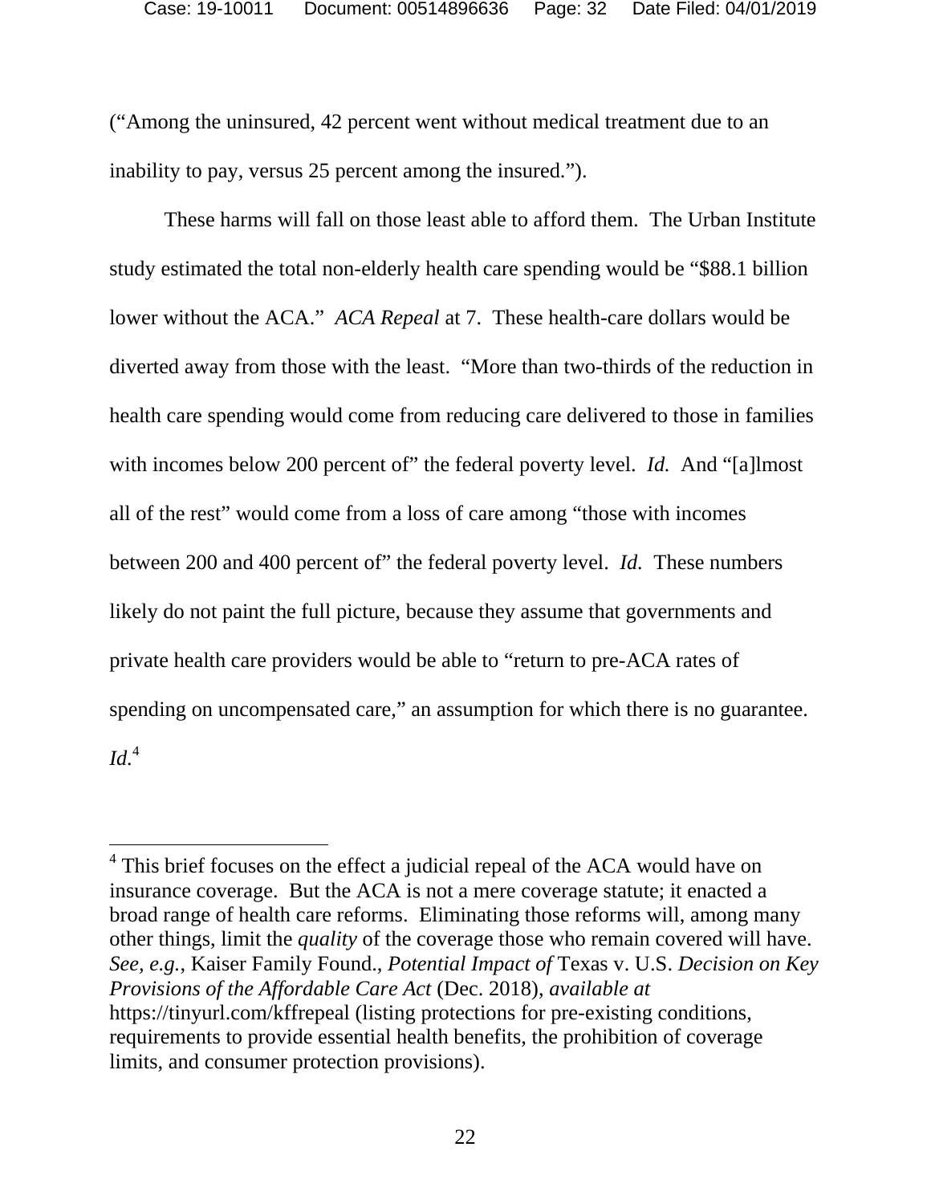(“Among the uninsured, 42 percent went without medical treatment due to an inability to pay, versus 25 percent among the insured.”).

These harms will fall on those least able to afford them. The Urban Institute study estimated the total non-elderly health care spending would be “$88.1 billion lower without the ACA.” *ACA Repeal* at 7. These health-care dollars would be diverted away from those with the least. “More than two-thirds of the reduction in health care spending would come from reducing care delivered to those in families with incomes below 200 percent of” the federal poverty level. *Id.* And “[a]lmost all of the rest” would come from a loss of care among “those with incomes between 200 and 400 percent of” the federal poverty level. *Id.* These numbers likely do not paint the full picture, because they assume that governments and private health care providers would be able to “return to pre-ACA rates of spending on uncompensated care,” an assumption for which there is no guarantee. *Id.*[4]

---

[4] This brief focuses on the effect a judicial repeal of the ACA would have on insurance coverage. But the ACA is not a mere coverage statute; it enacted a broad range of health care reforms. Eliminating those reforms will, among many other things, limit the *quality* of the coverage those who remain covered will have. *See, e.g.*, Kaiser Family Found., *Potential Impact of* Texas v. U.S. *Decision on Key Provisions of the Affordable Care Act* (Dec. 2018), *available at* https://tinyurl.com/kffrepeal (listing protections for pre-existing conditions, requirements to provide essential health benefits, the prohibition of coverage limits, and consumer protection provisions).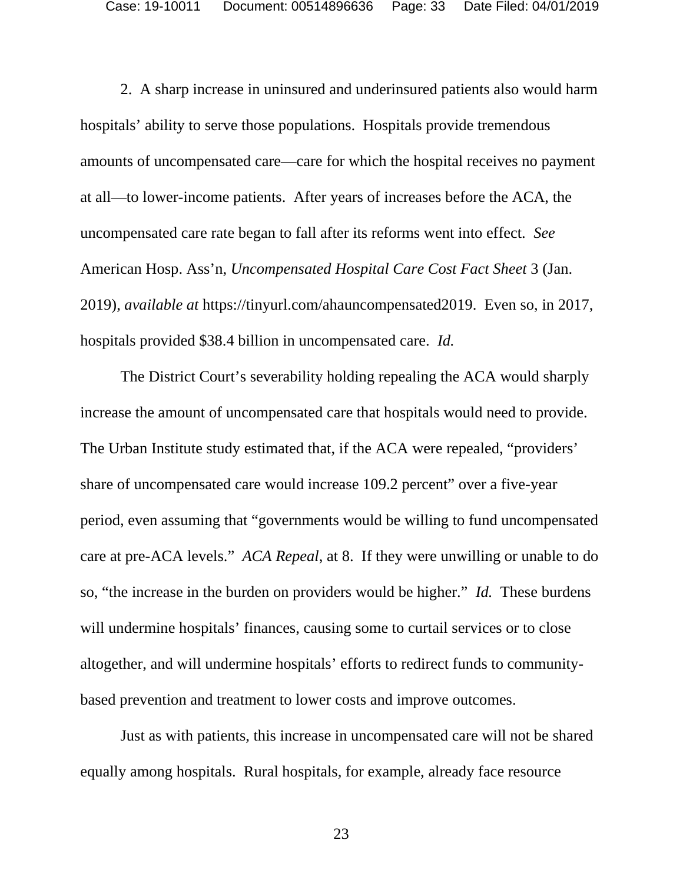2. A sharp increase in uninsured and underinsured patients also would harm hospitals' ability to serve those populations. Hospitals provide tremendous amounts of uncompensated care—care for which the hospital receives no payment at all—to lower-income patients. After years of increases before the ACA, the uncompensated care rate began to fall after its reforms went into effect. *See* American Hosp. Ass'n, *Uncompensated Hospital Care Cost Fact Sheet* 3 (Jan. 2019), *available at* https://tinyurl.com/ahauncompensated2019. Even so, in 2017, hospitals provided $38.4 billion in uncompensated care. *Id.*

The District Court's severability holding repealing the ACA would sharply increase the amount of uncompensated care that hospitals would need to provide. The Urban Institute study estimated that, if the ACA were repealed, "providers' share of uncompensated care would increase 109.2 percent" over a five-year period, even assuming that "governments would be willing to fund uncompensated care at pre-ACA levels." *ACA Repeal*, at 8. If they were unwilling or unable to do so, "the increase in the burden on providers would be higher." *Id.* These burdens will undermine hospitals' finances, causing some to curtail services or to close altogether, and will undermine hospitals' efforts to redirect funds to community-based prevention and treatment to lower costs and improve outcomes.

Just as with patients, this increase in uncompensated care will not be shared equally among hospitals. Rural hospitals, for example, already face resource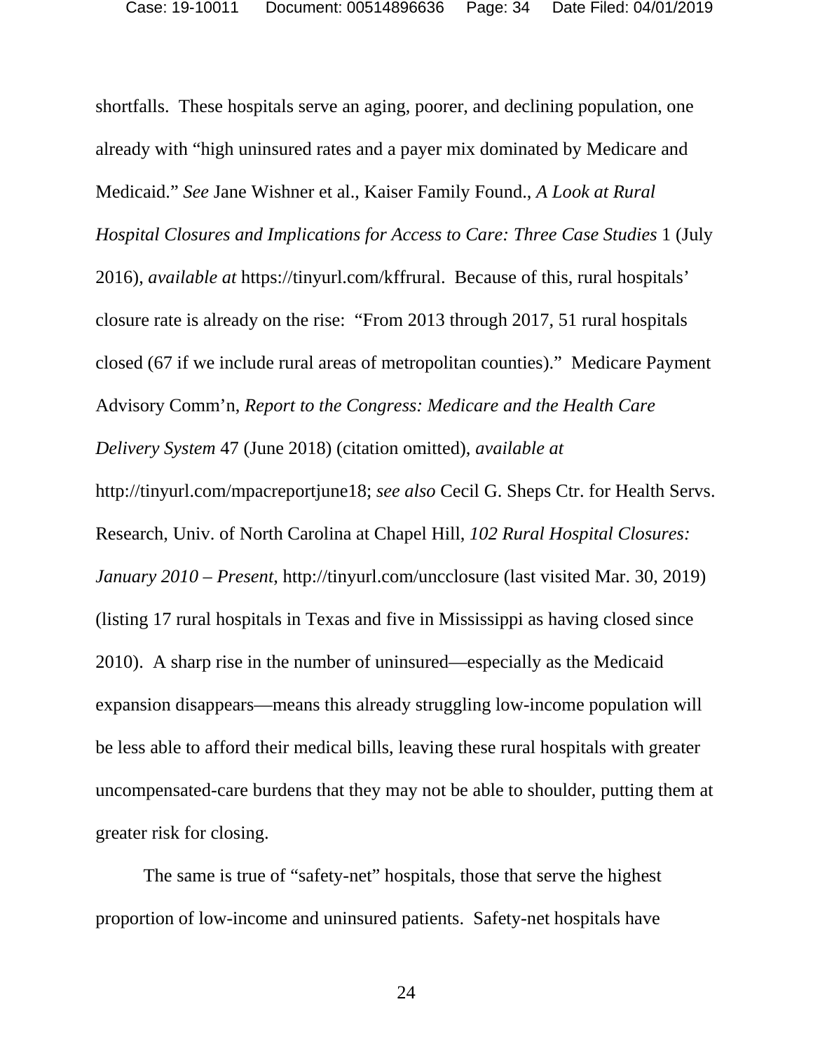shortfalls. These hospitals serve an aging, poorer, and declining population, one already with "high uninsured rates and a payer mix dominated by Medicare and Medicaid." *See* Jane Wishner et al., Kaiser Family Found., *A Look at Rural Hospital Closures and Implications for Access to Care: Three Case Studies* 1 (July 2016), *available at* https://tinyurl.com/kffrural. Because of this, rural hospitals' closure rate is already on the rise: "From 2013 through 2017, 51 rural hospitals closed (67 if we include rural areas of metropolitan counties)." Medicare Payment Advisory Comm'n, *Report to the Congress: Medicare and the Health Care Delivery System* 47 (June 2018) (citation omitted), *available at* http://tinyurl.com/mpacreportjune18; *see also* Cecil G. Sheps Ctr. for Health Servs. Research, Univ. of North Carolina at Chapel Hill, *102 Rural Hospital Closures: January 2010 – Present*, http://tinyurl.com/uncclosure (last visited Mar. 30, 2019) (listing 17 rural hospitals in Texas and five in Mississippi as having closed since 2010). A sharp rise in the number of uninsured—especially as the Medicaid expansion disappears—means this already struggling low-income population will be less able to afford their medical bills, leaving these rural hospitals with greater uncompensated-care burdens that they may not be able to shoulder, putting them at greater risk for closing.

The same is true of "safety-net" hospitals, those that serve the highest proportion of low-income and uninsured patients. Safety-net hospitals have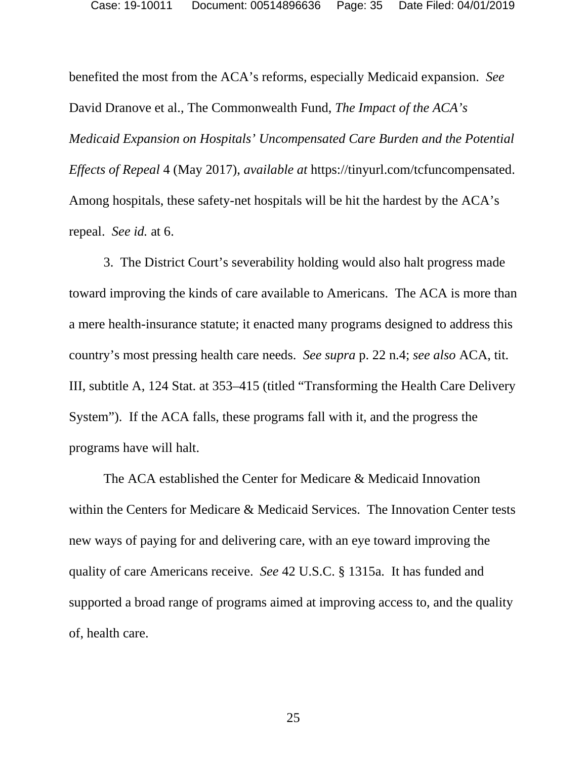benefited the most from the ACA's reforms, especially Medicaid expansion. *See* David Dranove et al., The Commonwealth Fund, *The Impact of the ACA's Medicaid Expansion on Hospitals' Uncompensated Care Burden and the Potential Effects of Repeal* 4 (May 2017), *available at* https://tinyurl.com/tcfuncompensated. Among hospitals, these safety-net hospitals will be hit the hardest by the ACA's repeal. *See id.* at 6.

3. The District Court's severability holding would also halt progress made toward improving the kinds of care available to Americans. The ACA is more than a mere health-insurance statute; it enacted many programs designed to address this country's most pressing health care needs. *See supra* p. 22 n.4; *see also* ACA, tit. III, subtitle A, 124 Stat. at 353–415 (titled "Transforming the Health Care Delivery System"). If the ACA falls, these programs fall with it, and the progress the programs have will halt.

The ACA established the Center for Medicare & Medicaid Innovation within the Centers for Medicare & Medicaid Services. The Innovation Center tests new ways of paying for and delivering care, with an eye toward improving the quality of care Americans receive. *See* 42 U.S.C. § 1315a. It has funded and supported a broad range of programs aimed at improving access to, and the quality of, health care.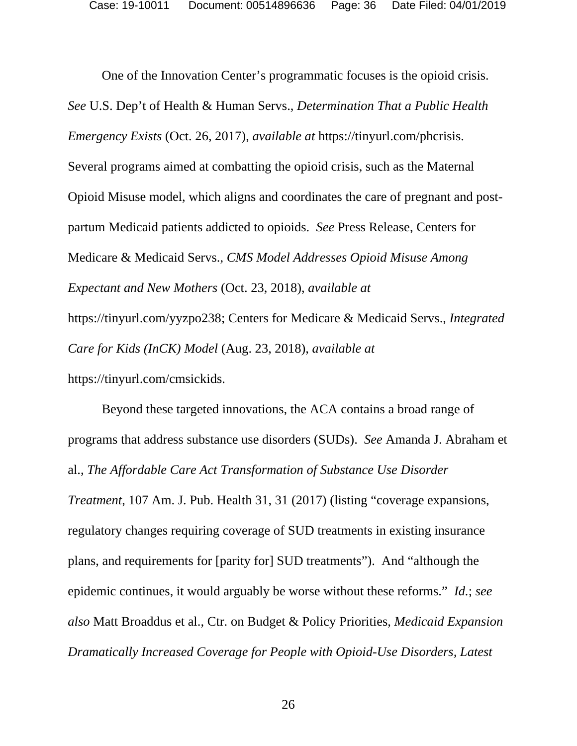One of the Innovation Center's programmatic focuses is the opioid crisis. *See* U.S. Dep't of Health & Human Servs., *Determination That a Public Health Emergency Exists* (Oct. 26, 2017), *available at* https://tinyurl.com/phcrisis. Several programs aimed at combatting the opioid crisis, such as the Maternal Opioid Misuse model, which aligns and coordinates the care of pregnant and post-partum Medicaid patients addicted to opioids. *See* Press Release, Centers for Medicare & Medicaid Servs., *CMS Model Addresses Opioid Misuse Among Expectant and New Mothers* (Oct. 23, 2018), *available at* https://tinyurl.com/yyzpo238; Centers for Medicare & Medicaid Servs., *Integrated Care for Kids (InCK) Model* (Aug. 23, 2018), *available at* https://tinyurl.com/cmsickids.

Beyond these targeted innovations, the ACA contains a broad range of programs that address substance use disorders (SUDs). *See* Amanda J. Abraham et al., *The Affordable Care Act Transformation of Substance Use Disorder Treatment*, 107 Am. J. Pub. Health 31, 31 (2017) (listing "coverage expansions, regulatory changes requiring coverage of SUD treatments in existing insurance plans, and requirements for [parity for] SUD treatments"). And "although the epidemic continues, it would arguably be worse without these reforms." *Id.*; *see also* Matt Broaddus et al., Ctr. on Budget & Policy Priorities, *Medicaid Expansion Dramatically Increased Coverage for People with Opioid-Use Disorders, Latest*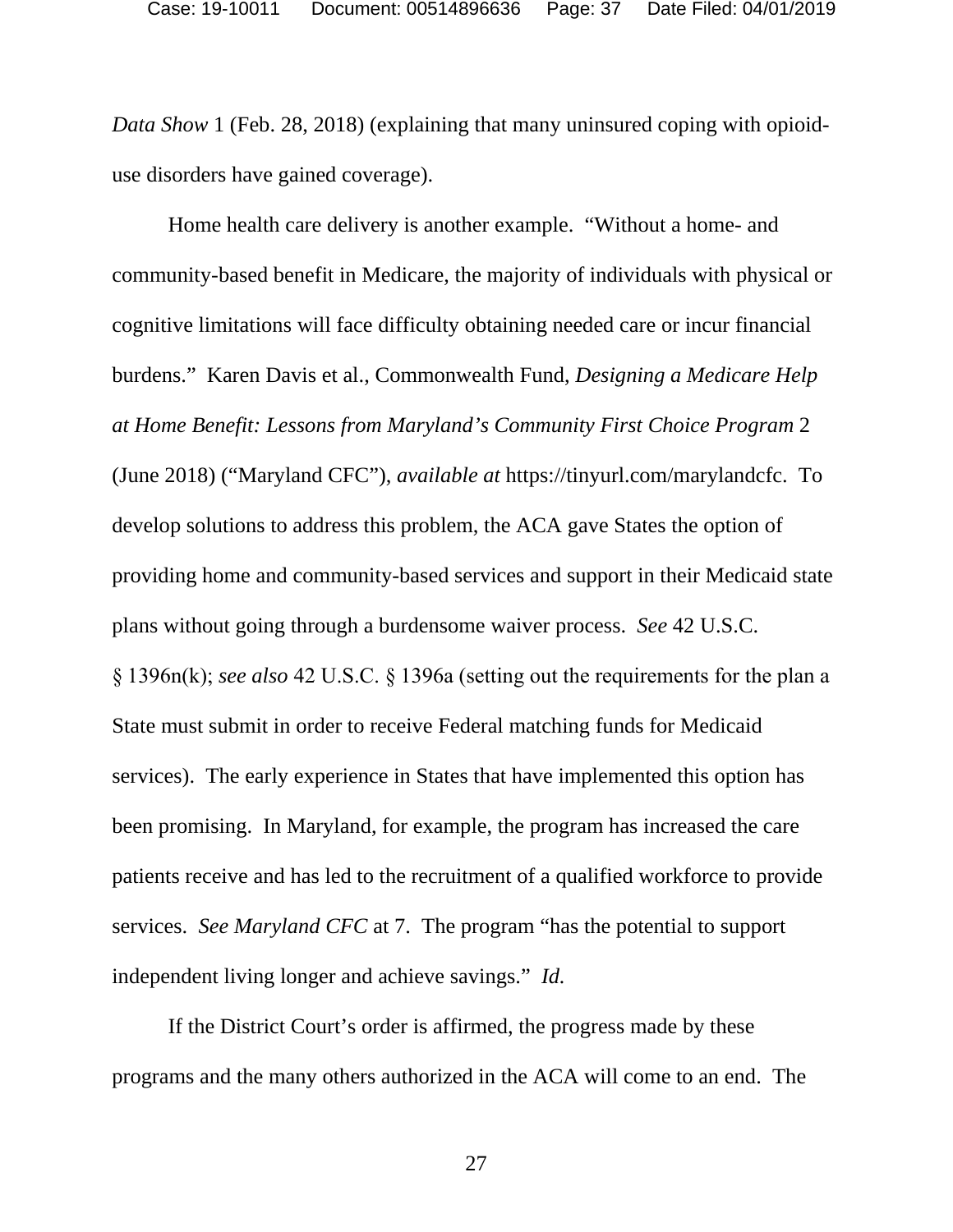*Data Show* 1 (Feb. 28, 2018) (explaining that many uninsured coping with opioid-use disorders have gained coverage).

Home health care delivery is another example. "Without a home- and community-based benefit in Medicare, the majority of individuals with physical or cognitive limitations will face difficulty obtaining needed care or incur financial burdens." Karen Davis et al., Commonwealth Fund, *Designing a Medicare Help at Home Benefit: Lessons from Maryland's Community First Choice Program* 2 (June 2018) ("Maryland CFC"), *available at* https://tinyurl.com/marylandcfc. To develop solutions to address this problem, the ACA gave States the option of providing home and community-based services and support in their Medicaid state plans without going through a burdensome waiver process. *See* 42 U.S.C. § 1396n(k); *see also* 42 U.S.C. § 1396a (setting out the requirements for the plan a State must submit in order to receive Federal matching funds for Medicaid services). The early experience in States that have implemented this option has been promising. In Maryland, for example, the program has increased the care patients receive and has led to the recruitment of a qualified workforce to provide services. *See Maryland CFC* at 7. The program "has the potential to support independent living longer and achieve savings." *Id.*

If the District Court's order is affirmed, the progress made by these programs and the many others authorized in the ACA will come to an end. The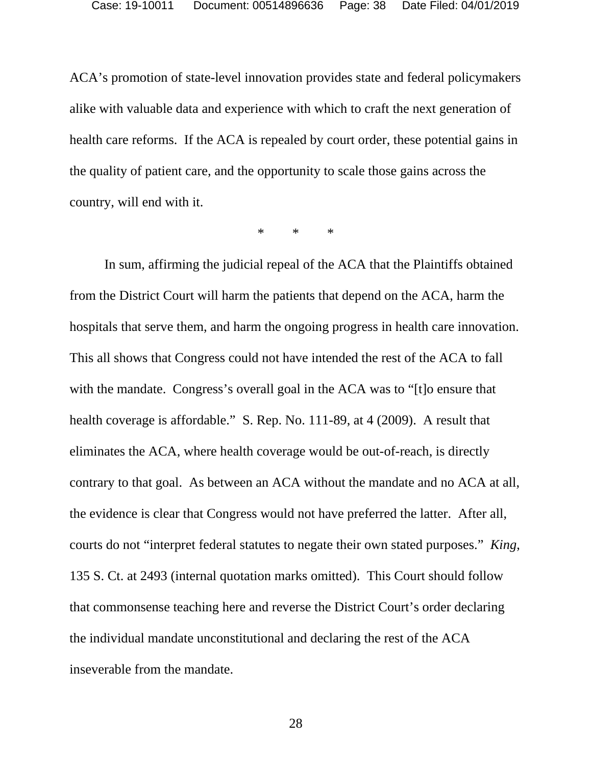ACA's promotion of state-level innovation provides state and federal policymakers alike with valuable data and experience with which to craft the next generation of health care reforms. If the ACA is repealed by court order, these potential gains in the quality of patient care, and the opportunity to scale those gains across the country, will end with it.

\*     \*     \*

In sum, affirming the judicial repeal of the ACA that the Plaintiffs obtained from the District Court will harm the patients that depend on the ACA, harm the hospitals that serve them, and harm the ongoing progress in health care innovation. This all shows that Congress could not have intended the rest of the ACA to fall with the mandate. Congress's overall goal in the ACA was to "[t]o ensure that health coverage is affordable." S. Rep. No. 111-89, at 4 (2009). A result that eliminates the ACA, where health coverage would be out-of-reach, is directly contrary to that goal. As between an ACA without the mandate and no ACA at all, the evidence is clear that Congress would not have preferred the latter. After all, courts do not "interpret federal statutes to negate their own stated purposes." *King*, 135 S. Ct. at 2493 (internal quotation marks omitted). This Court should follow that commonsense teaching here and reverse the District Court's order declaring the individual mandate unconstitutional and declaring the rest of the ACA inseverable from the mandate.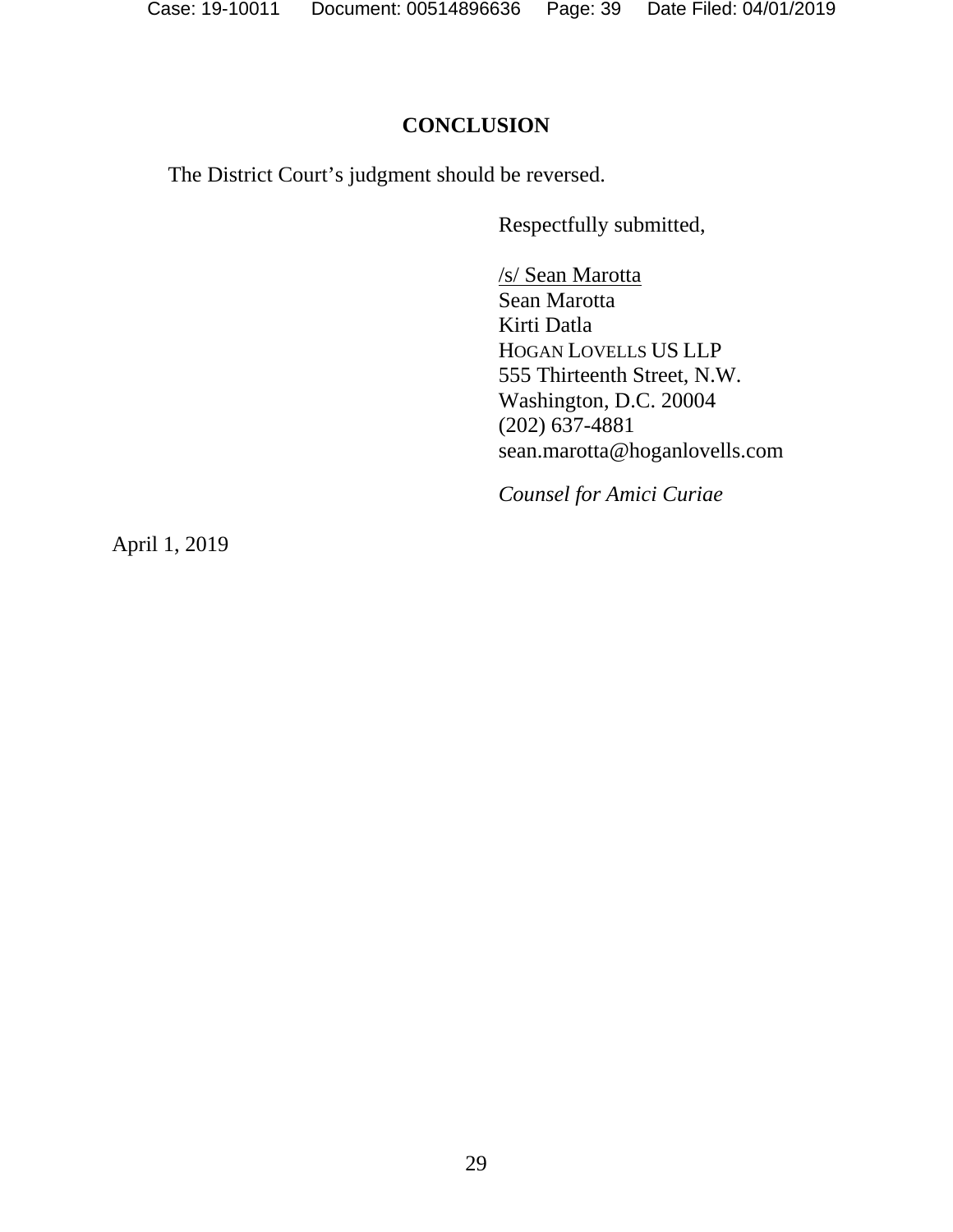## CONCLUSION

The District Court's judgment should be reversed.

Respectfully submitted,

/s/ Sean Marotta
Sean Marotta
Kirti Datla
HOGAN LOVELLS US LLP
555 Thirteenth Street, N.W.
Washington, D.C. 20004
(202) 637-4881
sean.marotta@hoganlovells.com

*Counsel for Amici Curiae*

April 1, 2019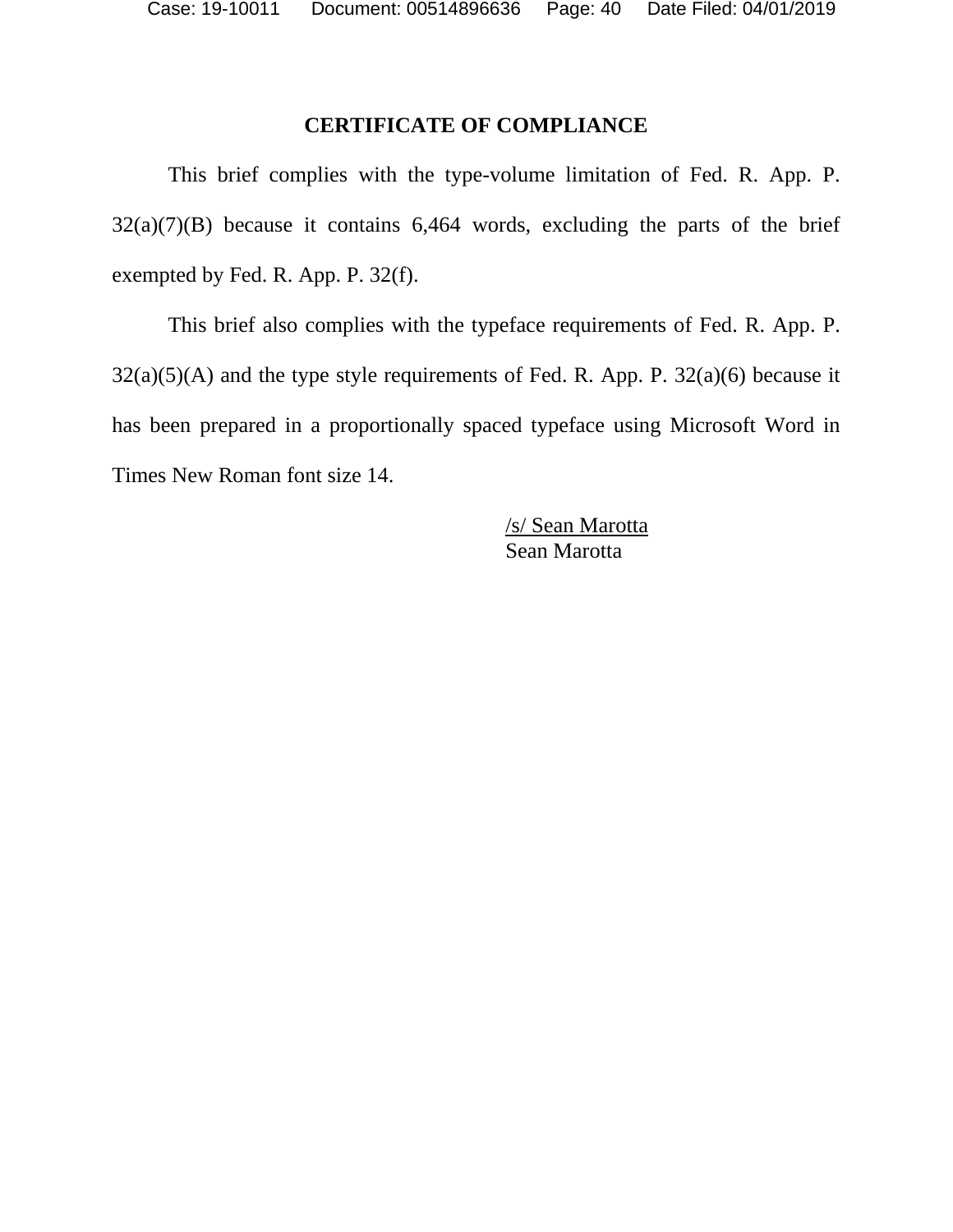## CERTIFICATE OF COMPLIANCE

This brief complies with the type-volume limitation of Fed. R. App. P. 32(a)(7)(B) because it contains 6,464 words, excluding the parts of the brief exempted by Fed. R. App. P. 32(f).

This brief also complies with the typeface requirements of Fed. R. App. P. 32(a)(5)(A) and the type style requirements of Fed. R. App. P. 32(a)(6) because it has been prepared in a proportionally spaced typeface using Microsoft Word in Times New Roman font size 14.

/s/ Sean Marotta
Sean Marotta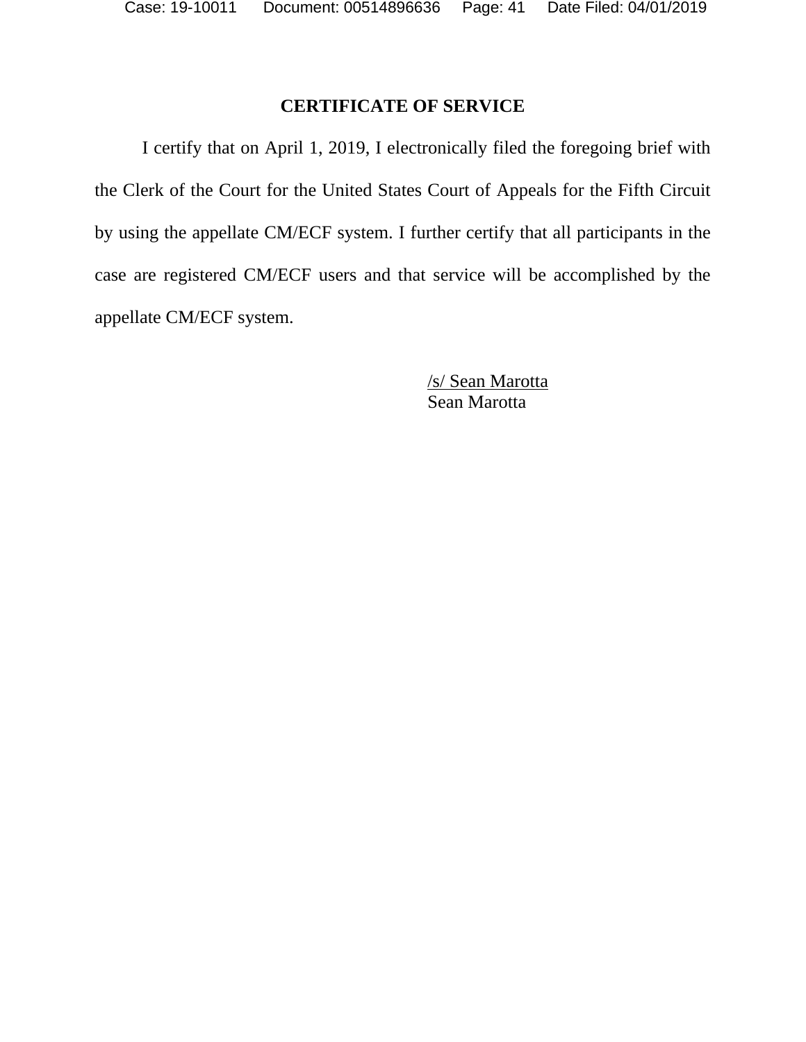## CERTIFICATE OF SERVICE

I certify that on April 1, 2019, I electronically filed the foregoing brief with the Clerk of the Court for the United States Court of Appeals for the Fifth Circuit by using the appellate CM/ECF system. I further certify that all participants in the case are registered CM/ECF users and that service will be accomplished by the appellate CM/ECF system.

/s/ Sean Marotta
Sean Marotta